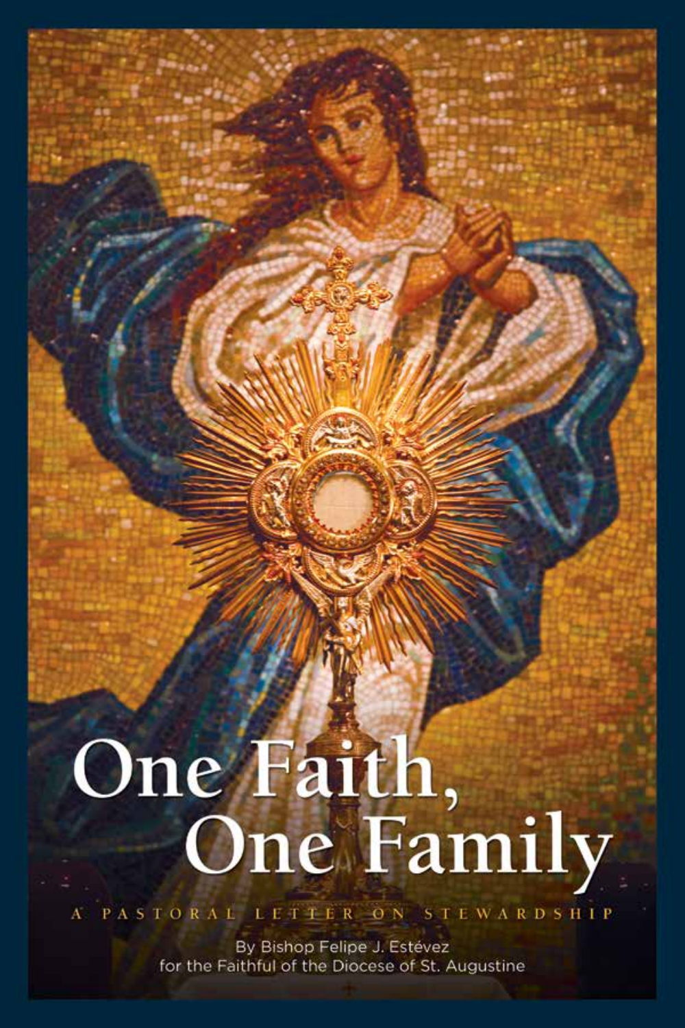# One Faith, One Family

A PASTORAL LETTER ON STEWARDSHIP

By Bishop Felipe J. Estévez
for the Faithful of the Diocese of St. Augustine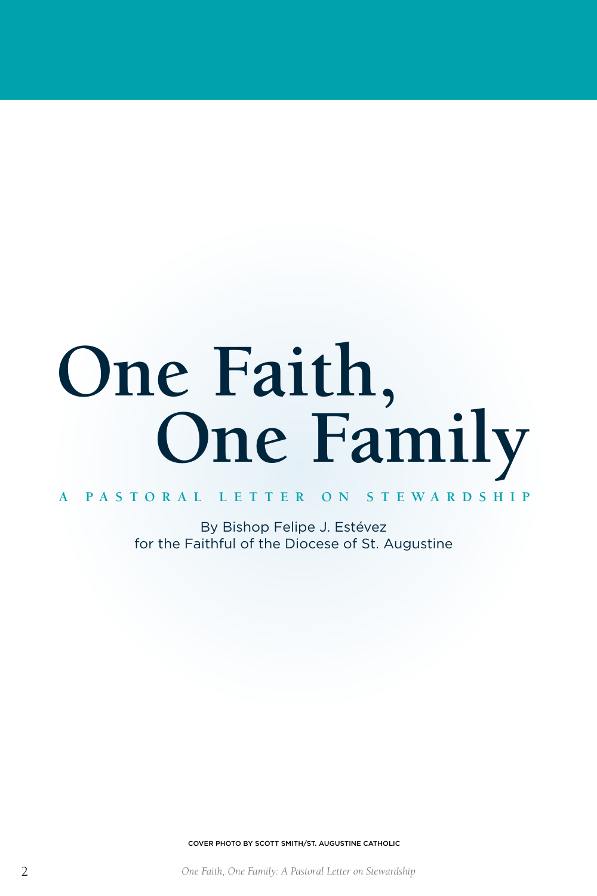# One Faith, One Family

A PASTORAL LETTER ON STEWARDSHIP

By Bishop Felipe J. Estévez
for the Faithful of the Diocese of St. Augustine

COVER PHOTO BY SCOTT SMITH/ST. AUGUSTINE CATHOLIC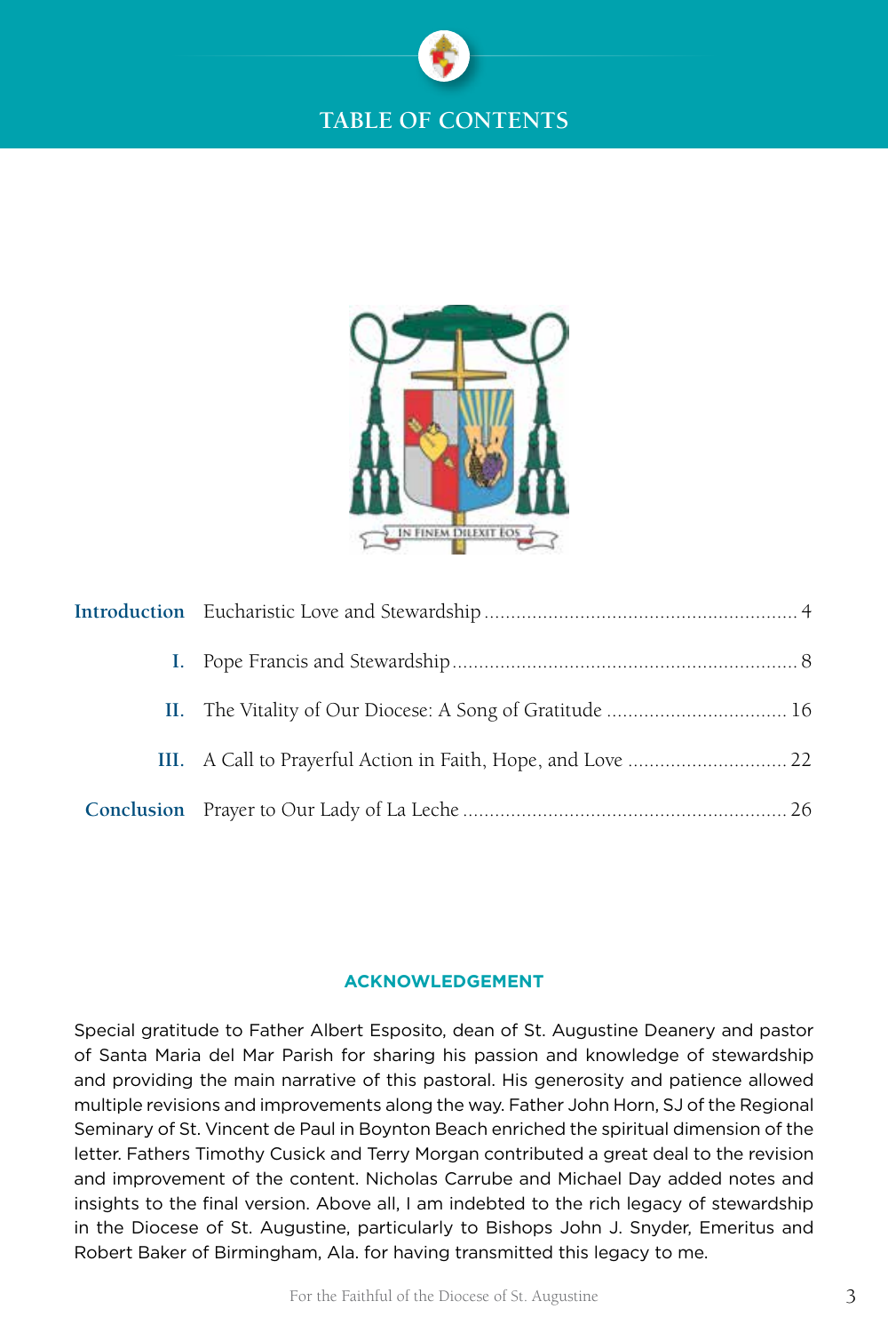# TABLE OF CONTENTS

IN FINEM DILEXIT EOS

| | | |
|---|---|---|
| **Introduction** | Eucharistic Love and Stewardship | 4 |
| **I.** | Pope Francis and Stewardship | 8 |
| **II.** | The Vitality of Our Diocese: A Song of Gratitude | 16 |
| **III.** | A Call to Prayerful Action in Faith, Hope, and Love | 22 |
| **Conclusion** | Prayer to Our Lady of La Leche | 26 |

## ACKNOWLEDGEMENT

Special gratitude to Father Albert Esposito, dean of St. Augustine Deanery and pastor of Santa Maria del Mar Parish for sharing his passion and knowledge of stewardship and providing the main narrative of this pastoral. His generosity and patience allowed multiple revisions and improvements along the way. Father John Horn, SJ of the Regional Seminary of St. Vincent de Paul in Boynton Beach enriched the spiritual dimension of the letter. Fathers Timothy Cusick and Terry Morgan contributed a great deal to the revision and improvement of the content. Nicholas Carrube and Michael Day added notes and insights to the final version. Above all, I am indebted to the rich legacy of stewardship in the Diocese of St. Augustine, particularly to Bishops John J. Snyder, Emeritus and Robert Baker of Birmingham, Ala. for having transmitted this legacy to me.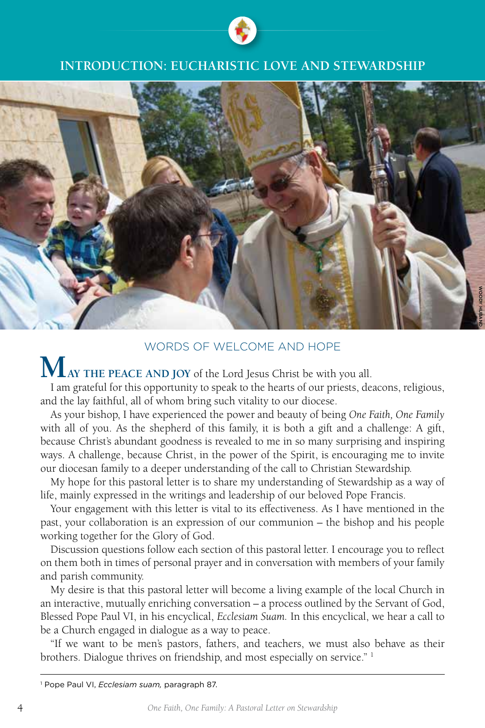# INTRODUCTION: EUCHARISTIC LOVE AND STEWARDSHIP

WOODY HUBAND

## WORDS OF WELCOME AND HOPE

**MAY THE PEACE AND JOY** of the Lord Jesus Christ be with you all.

I am grateful for this opportunity to speak to the hearts of our priests, deacons, religious, and the lay faithful, all of whom bring such vitality to our diocese.

As your bishop, I have experienced the power and beauty of being *One Faith, One Family* with all of you. As the shepherd of this family, it is both a gift and a challenge: A gift, because Christ's abundant goodness is revealed to me in so many surprising and inspiring ways. A challenge, because Christ, in the power of the Spirit, is encouraging me to invite our diocesan family to a deeper understanding of the call to Christian Stewardship.

My hope for this pastoral letter is to share my understanding of Stewardship as a way of life, mainly expressed in the writings and leadership of our beloved Pope Francis.

Your engagement with this letter is vital to its effectiveness. As I have mentioned in the past, your collaboration is an expression of our communion – the bishop and his people working together for the Glory of God.

Discussion questions follow each section of this pastoral letter. I encourage you to reflect on them both in times of personal prayer and in conversation with members of your family and parish community.

My desire is that this pastoral letter will become a living example of the local Church in an interactive, mutually enriching conversation – a process outlined by the Servant of God, Blessed Pope Paul VI, in his encyclical, *Ecclesiam Suam.* In this encyclical, we hear a call to be a Church engaged in dialogue as a way to peace.

"If we want to be men's pastors, fathers, and teachers, we must also behave as their brothers. Dialogue thrives on friendship, and most especially on service." [1]

---

[1] Pope Paul VI, *Ecclesiam suam,* paragraph 87.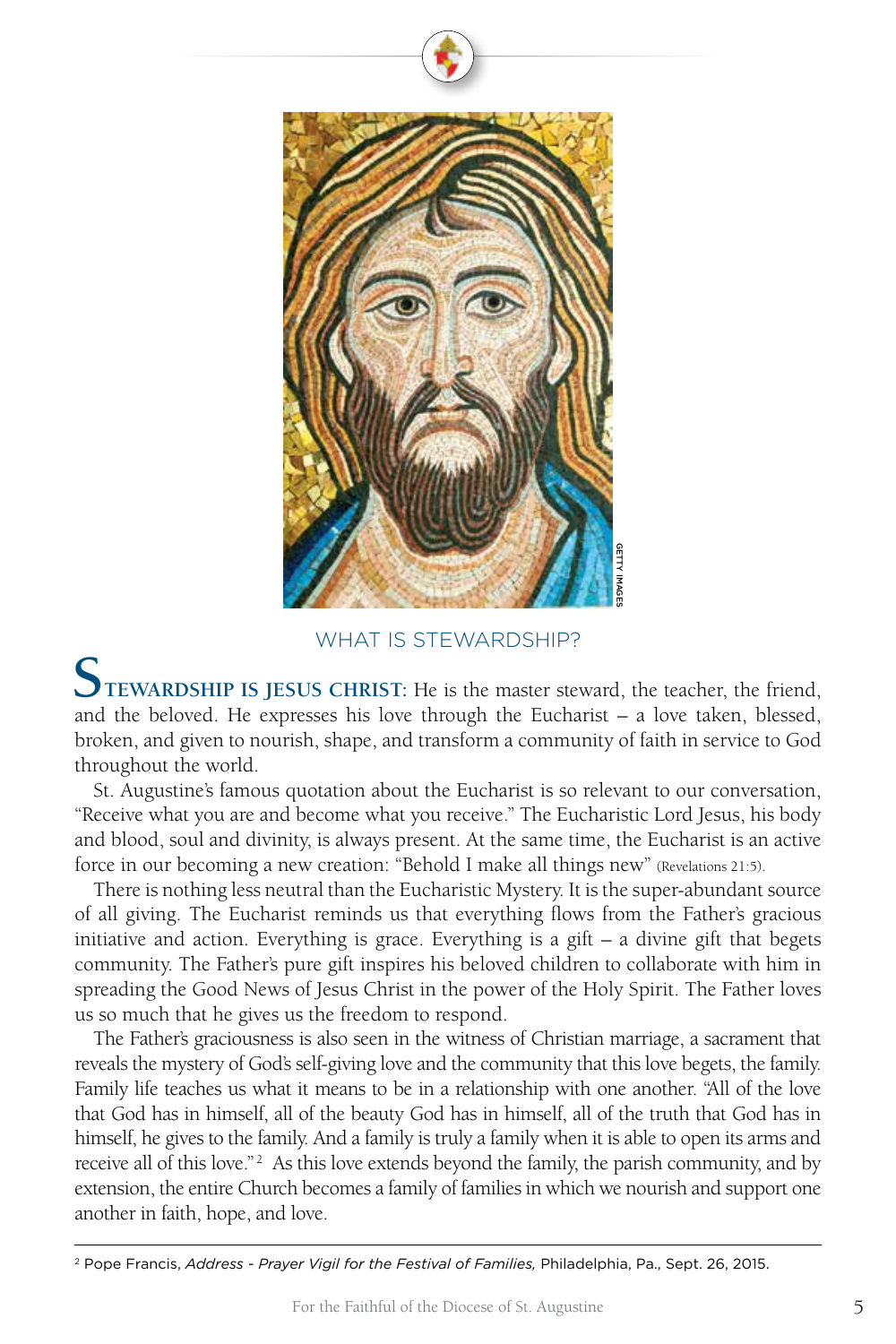## WHAT IS STEWARDSHIP?

**STEWARDSHIP IS JESUS CHRIST:** He is the master steward, the teacher, the friend, and the beloved. He expresses his love through the Eucharist – a love taken, blessed, broken, and given to nourish, shape, and transform a community of faith in service to God throughout the world.

St. Augustine's famous quotation about the Eucharist is so relevant to our conversation, "Receive what you are and become what you receive." The Eucharistic Lord Jesus, his body and blood, soul and divinity, is always present. At the same time, the Eucharist is an active force in our becoming a new creation: "Behold I make all things new" (Revelations 21:5).

There is nothing less neutral than the Eucharistic Mystery. It is the super-abundant source of all giving. The Eucharist reminds us that everything flows from the Father's gracious initiative and action. Everything is grace. Everything is a gift – a divine gift that begets community. The Father's pure gift inspires his beloved children to collaborate with him in spreading the Good News of Jesus Christ in the power of the Holy Spirit. The Father loves us so much that he gives us the freedom to respond.

The Father's graciousness is also seen in the witness of Christian marriage, a sacrament that reveals the mystery of God's self-giving love and the community that this love begets, the family. Family life teaches us what it means to be in a relationship with one another. "All of the love that God has in himself, all of the beauty God has in himself, all of the truth that God has in himself, he gives to the family. And a family is truly a family when it is able to open its arms and receive all of this love."[2] As this love extends beyond the family, the parish community, and by extension, the entire Church becomes a family of families in which we nourish and support one another in faith, hope, and love.

---

[2] Pope Francis, *Address - Prayer Vigil for the Festival of Families,* Philadelphia, Pa., Sept. 26, 2015.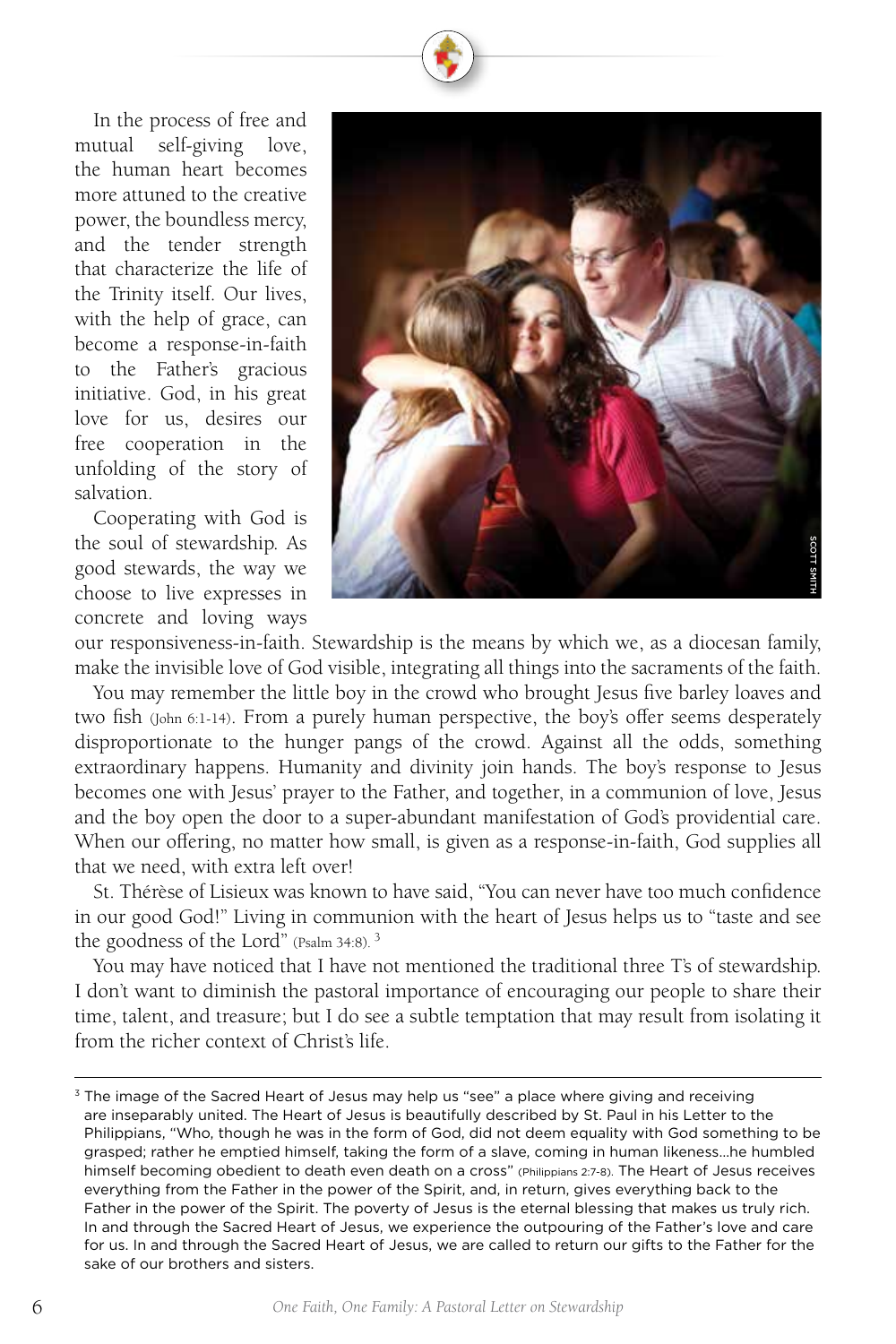In the process of free and mutual self-giving love, the human heart becomes more attuned to the creative power, the boundless mercy, and the tender strength that characterize the life of the Trinity itself. Our lives, with the help of grace, can become a response-in-faith to the Father's gracious initiative. God, in his great love for us, desires our free cooperation in the unfolding of the story of salvation.

Cooperating with God is the soul of stewardship. As good stewards, the way we choose to live expresses in concrete and loving ways our responsiveness-in-faith. Stewardship is the means by which we, as a diocesan family, make the invisible love of God visible, integrating all things into the sacraments of the faith.

You may remember the little boy in the crowd who brought Jesus five barley loaves and two fish (John 6:1-14). From a purely human perspective, the boy's offer seems desperately disproportionate to the hunger pangs of the crowd. Against all the odds, something extraordinary happens. Humanity and divinity join hands. The boy's response to Jesus becomes one with Jesus' prayer to the Father, and together, in a communion of love, Jesus and the boy open the door to a super-abundant manifestation of God's providential care. When our offering, no matter how small, is given as a response-in-faith, God supplies all that we need, with extra left over!

St. Thérèse of Lisieux was known to have said, "You can never have too much confidence in our good God!" Living in communion with the heart of Jesus helps us to "taste and see the goodness of the Lord" (Psalm 34:8).[3]

You may have noticed that I have not mentioned the traditional three T's of stewardship. I don't want to diminish the pastoral importance of encouraging our people to share their time, talent, and treasure; but I do see a subtle temptation that may result from isolating it from the richer context of Christ's life.

---

[3] The image of the Sacred Heart of Jesus may help us "see" a place where giving and receiving are inseparably united. The Heart of Jesus is beautifully described by St. Paul in his Letter to the Philippians, "Who, though he was in the form of God, did not deem equality with God something to be grasped; rather he emptied himself, taking the form of a slave, coming in human likeness…he humbled himself becoming obedient to death even death on a cross" (Philippians 2:7-8). The Heart of Jesus receives everything from the Father in the power of the Spirit, and, in return, gives everything back to the Father in the power of the Spirit. The poverty of Jesus is the eternal blessing that makes us truly rich. In and through the Sacred Heart of Jesus, we experience the outpouring of the Father's love and care for us. In and through the Sacred Heart of Jesus, we are called to return our gifts to the Father for the sake of our brothers and sisters.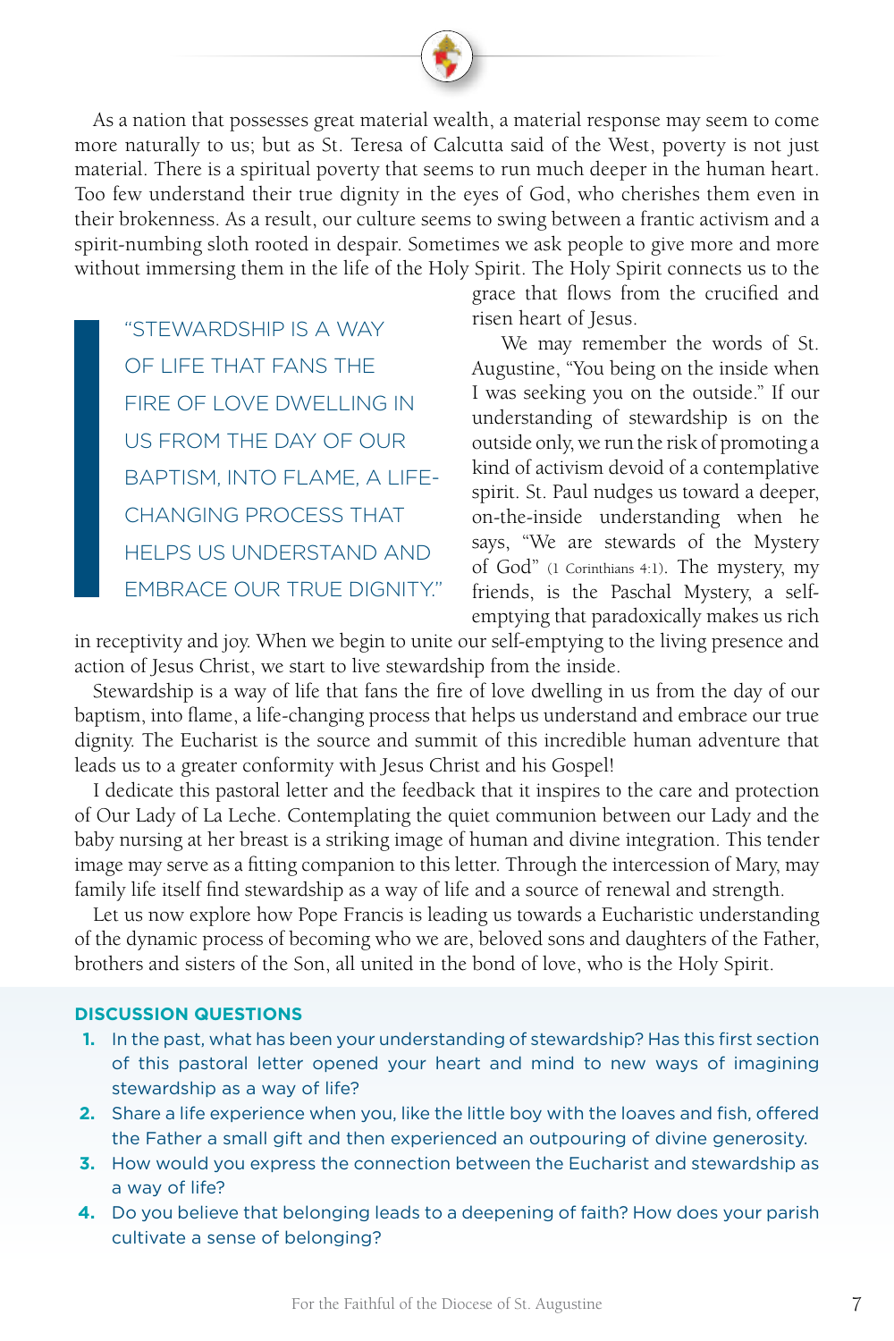As a nation that possesses great material wealth, a material response may seem to come more naturally to us; but as St. Teresa of Calcutta said of the West, poverty is not just material. There is a spiritual poverty that seems to run much deeper in the human heart. Too few understand their true dignity in the eyes of God, who cherishes them even in their brokenness. As a result, our culture seems to swing between a frantic activism and a spirit-numbing sloth rooted in despair. Sometimes we ask people to give more and more without immersing them in the life of the Holy Spirit. The Holy Spirit connects us to the grace that flows from the crucified and risen heart of Jesus.

> "STEWARDSHIP IS A WAY OF LIFE THAT FANS THE FIRE OF LOVE DWELLING IN US FROM THE DAY OF OUR BAPTISM, INTO FLAME, A LIFE-CHANGING PROCESS THAT HELPS US UNDERSTAND AND EMBRACE OUR TRUE DIGNITY."

We may remember the words of St. Augustine, "You being on the inside when I was seeking you on the outside." If our understanding of stewardship is on the outside only, we run the risk of promoting a kind of activism devoid of a contemplative spirit. St. Paul nudges us toward a deeper, on-the-inside understanding when he says, "We are stewards of the Mystery of God" (1 Corinthians 4:1). The mystery, my friends, is the Paschal Mystery, a self-emptying that paradoxically makes us rich in receptivity and joy. When we begin to unite our self-emptying to the living presence and action of Jesus Christ, we start to live stewardship from the inside.

Stewardship is a way of life that fans the fire of love dwelling in us from the day of our baptism, into flame, a life-changing process that helps us understand and embrace our true dignity. The Eucharist is the source and summit of this incredible human adventure that leads us to a greater conformity with Jesus Christ and his Gospel!

I dedicate this pastoral letter and the feedback that it inspires to the care and protection of Our Lady of La Leche. Contemplating the quiet communion between our Lady and the baby nursing at her breast is a striking image of human and divine integration. This tender image may serve as a fitting companion to this letter. Through the intercession of Mary, may family life itself find stewardship as a way of life and a source of renewal and strength.

Let us now explore how Pope Francis is leading us towards a Eucharistic understanding of the dynamic process of becoming who we are, beloved sons and daughters of the Father, brothers and sisters of the Son, all united in the bond of love, who is the Holy Spirit.

**DISCUSSION QUESTIONS**

1. In the past, what has been your understanding of stewardship? Has this first section of this pastoral letter opened your heart and mind to new ways of imagining stewardship as a way of life?
2. Share a life experience when you, like the little boy with the loaves and fish, offered the Father a small gift and then experienced an outpouring of divine generosity.
3. How would you express the connection between the Eucharist and stewardship as a way of life?
4. Do you believe that belonging leads to a deepening of faith? How does your parish cultivate a sense of belonging?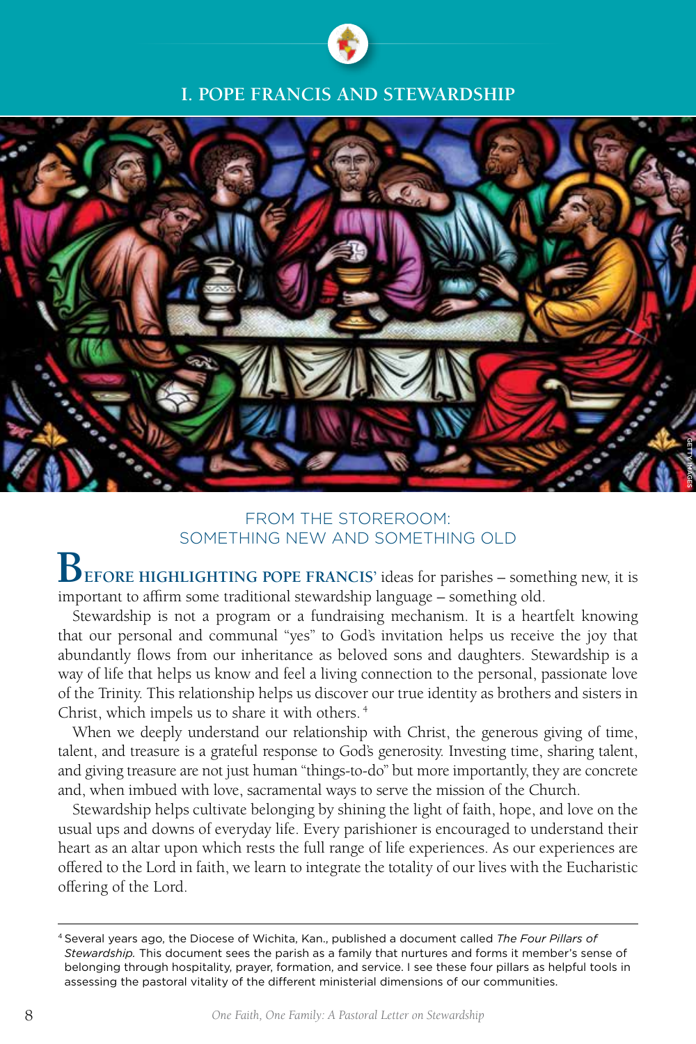# I. POPE FRANCIS AND STEWARDSHIP

## FROM THE STOREROOM: SOMETHING NEW AND SOMETHING OLD

**BEFORE HIGHLIGHTING POPE FRANCIS'** ideas for parishes – something new, it is important to affirm some traditional stewardship language – something old.

Stewardship is not a program or a fundraising mechanism. It is a heartfelt knowing that our personal and communal "yes" to God's invitation helps us receive the joy that abundantly flows from our inheritance as beloved sons and daughters. Stewardship is a way of life that helps us know and feel a living connection to the personal, passionate love of the Trinity. This relationship helps us discover our true identity as brothers and sisters in Christ, which impels us to share it with others.[4]

When we deeply understand our relationship with Christ, the generous giving of time, talent, and treasure is a grateful response to God's generosity. Investing time, sharing talent, and giving treasure are not just human "things-to-do" but more importantly, they are concrete and, when imbued with love, sacramental ways to serve the mission of the Church.

Stewardship helps cultivate belonging by shining the light of faith, hope, and love on the usual ups and downs of everyday life. Every parishioner is encouraged to understand their heart as an altar upon which rests the full range of life experiences. As our experiences are offered to the Lord in faith, we learn to integrate the totality of our lives with the Eucharistic offering of the Lord.

---

[4] Several years ago, the Diocese of Wichita, Kan., published a document called *The Four Pillars of Stewardship.* This document sees the parish as a family that nurtures and forms it member's sense of belonging through hospitality, prayer, formation, and service. I see these four pillars as helpful tools in assessing the pastoral vitality of the different ministerial dimensions of our communities.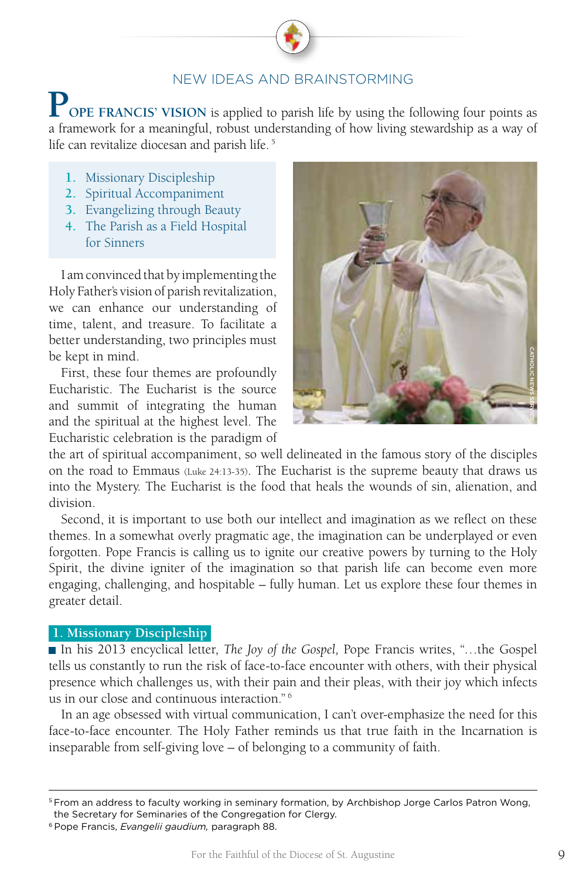## NEW IDEAS AND BRAINSTORMING

**POPE FRANCIS' VISION** is applied to parish life by using the following four points as a framework for a meaningful, robust understanding of how living stewardship as a way of life can revitalize diocesan and parish life. [5]

1. Missionary Discipleship
2. Spiritual Accompaniment
3. Evangelizing through Beauty
4. The Parish as a Field Hospital for Sinners

I am convinced that by implementing the Holy Father's vision of parish revitalization, we can enhance our understanding of time, talent, and treasure. To facilitate a better understanding, two principles must be kept in mind.

First, these four themes are profoundly Eucharistic. The Eucharist is the source and summit of integrating the human and the spiritual at the highest level. The Eucharistic celebration is the paradigm of the art of spiritual accompaniment, so well delineated in the famous story of the disciples on the road to Emmaus (Luke 24:13-35). The Eucharist is the supreme beauty that draws us into the Mystery. The Eucharist is the food that heals the wounds of sin, alienation, and division.

Second, it is important to use both our intellect and imagination as we reflect on these themes. In a somewhat overly pragmatic age, the imagination can be underplayed or even forgotten. Pope Francis is calling us to ignite our creative powers by turning to the Holy Spirit, the divine igniter of the imagination so that parish life can become even more engaging, challenging, and hospitable – fully human. Let us explore these four themes in greater detail.

### 1. Missionary Discipleship

In his 2013 encyclical letter, *The Joy of the Gospel,* Pope Francis writes, "…the Gospel tells us constantly to run the risk of face-to-face encounter with others, with their physical presence which challenges us, with their pain and their pleas, with their joy which infects us in our close and continuous interaction." [6]

In an age obsessed with virtual communication, I can't over-emphasize the need for this face-to-face encounter. The Holy Father reminds us that true faith in the Incarnation is inseparable from self-giving love – of belonging to a community of faith.

---

[5] From an address to faculty working in seminary formation, by Archbishop Jorge Carlos Patron Wong, the Secretary for Seminaries of the Congregation for Clergy.

[6] Pope Francis, *Evangelii gaudium,* paragraph 88.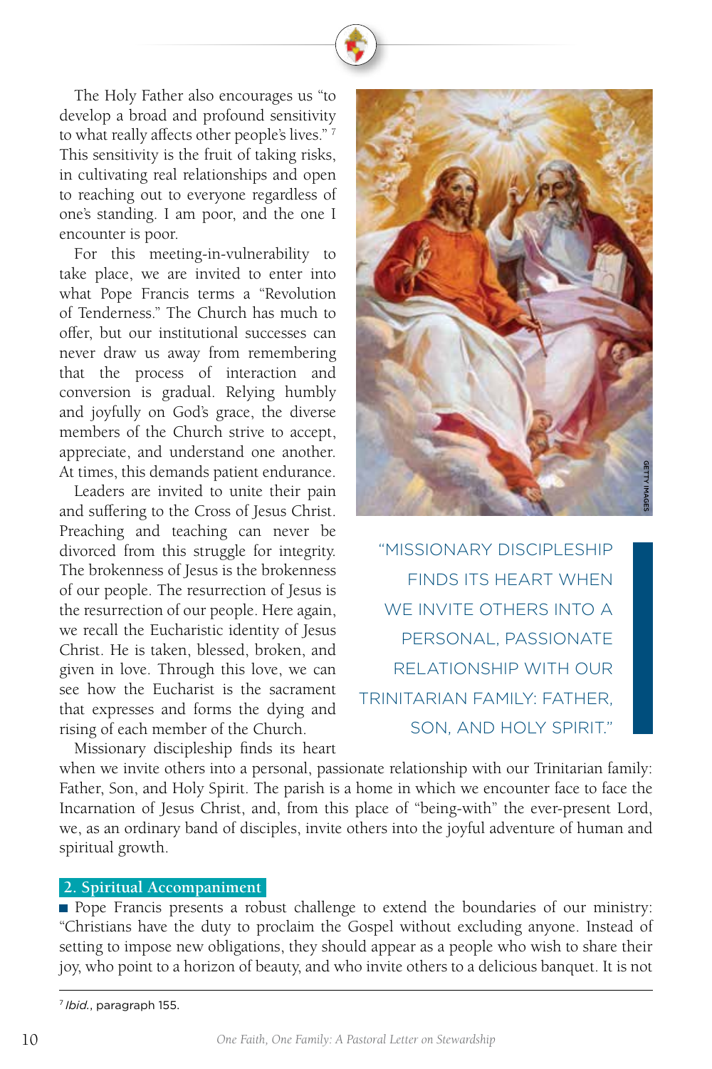The Holy Father also encourages us "to develop a broad and profound sensitivity to what really affects other people's lives."[7] This sensitivity is the fruit of taking risks, in cultivating real relationships and open to reaching out to everyone regardless of one's standing. I am poor, and the one I encounter is poor.

For this meeting-in-vulnerability to take place, we are invited to enter into what Pope Francis terms a "Revolution of Tenderness." The Church has much to offer, but our institutional successes can never draw us away from remembering that the process of interaction and conversion is gradual. Relying humbly and joyfully on God's grace, the diverse members of the Church strive to accept, appreciate, and understand one another. At times, this demands patient endurance.

Leaders are invited to unite their pain and suffering to the Cross of Jesus Christ. Preaching and teaching can never be divorced from this struggle for integrity. The brokenness of Jesus is the brokenness of our people. The resurrection of Jesus is the resurrection of our people. Here again, we recall the Eucharistic identity of Jesus Christ. He is taken, blessed, broken, and given in love. Through this love, we can see how the Eucharist is the sacrament that expresses and forms the dying and rising of each member of the Church.

GETTY IMAGES

"MISSIONARY DISCIPLESHIP FINDS ITS HEART WHEN WE INVITE OTHERS INTO A PERSONAL, PASSIONATE RELATIONSHIP WITH OUR TRINITARIAN FAMILY: FATHER, SON, AND HOLY SPIRIT."

Missionary discipleship finds its heart when we invite others into a personal, passionate relationship with our Trinitarian family: Father, Son, and Holy Spirit. The parish is a home in which we encounter face to face the Incarnation of Jesus Christ, and, from this place of "being-with" the ever-present Lord, we, as an ordinary band of disciples, invite others into the joyful adventure of human and spiritual growth.

## 2. Spiritual Accompaniment

Pope Francis presents a robust challenge to extend the boundaries of our ministry: "Christians have the duty to proclaim the Gospel without excluding anyone. Instead of setting to impose new obligations, they should appear as a people who wish to share their joy, who point to a horizon of beauty, and who invite others to a delicious banquet. It is not

[7] *Ibid.*, paragraph 155.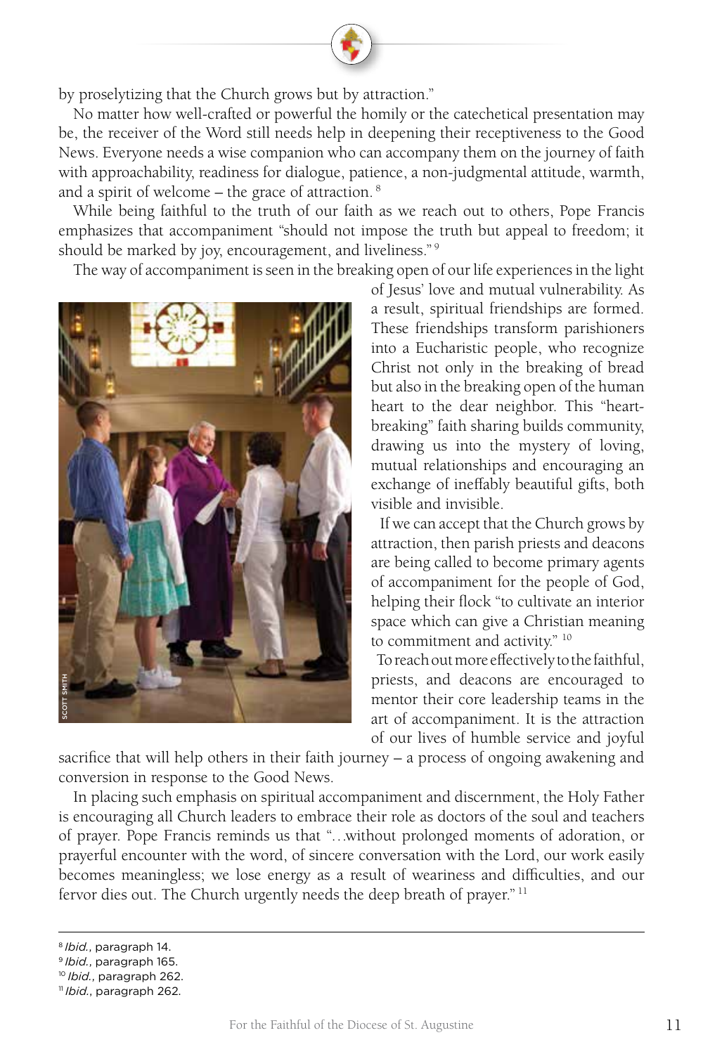by proselytizing that the Church grows but by attraction."

No matter how well-crafted or powerful the homily or the catechetical presentation may be, the receiver of the Word still needs help in deepening their receptiveness to the Good News. Everyone needs a wise companion who can accompany them on the journey of faith with approachability, readiness for dialogue, patience, a non-judgmental attitude, warmth, and a spirit of welcome – the grace of attraction.[8]

While being faithful to the truth of our faith as we reach out to others, Pope Francis emphasizes that accompaniment "should not impose the truth but appeal to freedom; it should be marked by joy, encouragement, and liveliness."[9]

The way of accompaniment is seen in the breaking open of our life experiences in the light of Jesus' love and mutual vulnerability. As a result, spiritual friendships are formed. These friendships transform parishioners into a Eucharistic people, who recognize Christ not only in the breaking of bread but also in the breaking open of the human heart to the dear neighbor. This "heart-breaking" faith sharing builds community, drawing us into the mystery of loving, mutual relationships and encouraging an exchange of ineffably beautiful gifts, both visible and invisible.

If we can accept that the Church grows by attraction, then parish priests and deacons are being called to become primary agents of accompaniment for the people of God, helping their flock "to cultivate an interior space which can give a Christian meaning to commitment and activity."[10]

To reach out more effectively to the faithful, priests, and deacons are encouraged to mentor their core leadership teams in the art of accompaniment. It is the attraction of our lives of humble service and joyful sacrifice that will help others in their faith journey – a process of ongoing awakening and conversion in response to the Good News.

In placing such emphasis on spiritual accompaniment and discernment, the Holy Father is encouraging all Church leaders to embrace their role as doctors of the soul and teachers of prayer. Pope Francis reminds us that "…without prolonged moments of adoration, or prayerful encounter with the word, of sincere conversation with the Lord, our work easily becomes meaningless; we lose energy as a result of weariness and difficulties, and our fervor dies out. The Church urgently needs the deep breath of prayer."[11]

---

[8] *Ibid.*, paragraph 14.
[9] *Ibid.*, paragraph 165.
[10] *Ibid.*, paragraph 262.
[11] *Ibid.*, paragraph 262.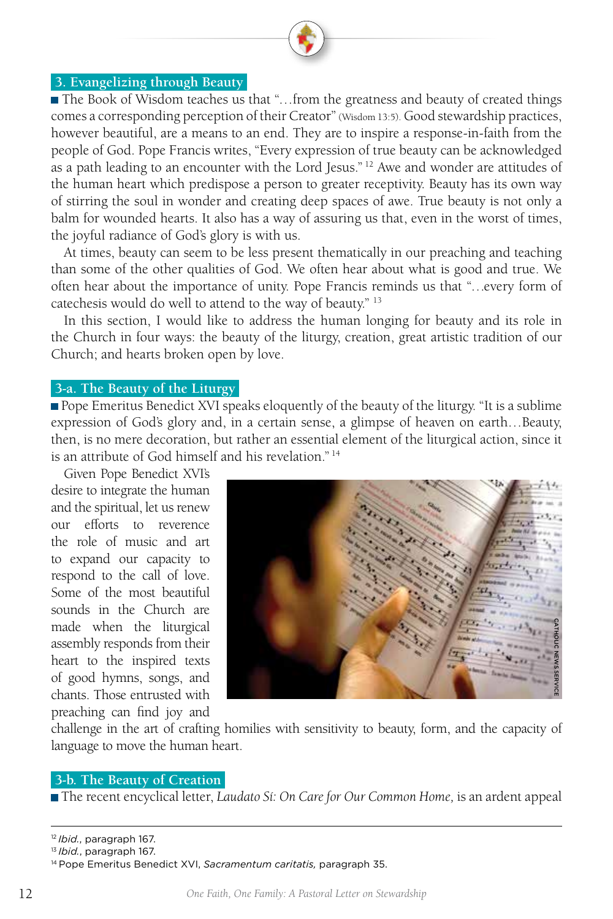## 3. Evangelizing through Beauty

The Book of Wisdom teaches us that "…from the greatness and beauty of created things comes a corresponding perception of their Creator" (Wisdom 13:5). Good stewardship practices, however beautiful, are a means to an end. They are to inspire a response-in-faith from the people of God. Pope Francis writes, "Every expression of true beauty can be acknowledged as a path leading to an encounter with the Lord Jesus."[12] Awe and wonder are attitudes of the human heart which predispose a person to greater receptivity. Beauty has its own way of stirring the soul in wonder and creating deep spaces of awe. True beauty is not only a balm for wounded hearts. It also has a way of assuring us that, even in the worst of times, the joyful radiance of God's glory is with us.

At times, beauty can seem to be less present thematically in our preaching and teaching than some of the other qualities of God. We often hear about what is good and true. We often hear about the importance of unity. Pope Francis reminds us that "…every form of catechesis would do well to attend to the way of beauty."[13]

In this section, I would like to address the human longing for beauty and its role in the Church in four ways: the beauty of the liturgy, creation, great artistic tradition of our Church; and hearts broken open by love.

### 3-a. The Beauty of the Liturgy

Pope Emeritus Benedict XVI speaks eloquently of the beauty of the liturgy. "It is a sublime expression of God's glory and, in a certain sense, a glimpse of heaven on earth…Beauty, then, is no mere decoration, but rather an essential element of the liturgical action, since it is an attribute of God himself and his revelation."[14]

Given Pope Benedict XVI's desire to integrate the human and the spiritual, let us renew our efforts to reverence the role of music and art to expand our capacity to respond to the call of love. Some of the most beautiful sounds in the Church are made when the liturgical assembly responds from their heart to the inspired texts of good hymns, songs, and chants. Those entrusted with preaching can find joy and challenge in the art of crafting homilies with sensitivity to beauty, form, and the capacity of language to move the human heart.

CATHOLIC NEWS SERVICE

### 3-b. The Beauty of Creation

The recent encyclical letter, *Laudato Sí: On Care for Our Common Home,* is an ardent appeal

---

[12] *Ibid.*, paragraph 167.
[13] *Ibid.*, paragraph 167.
[14] Pope Emeritus Benedict XVI, *Sacramentum caritatis,* paragraph 35.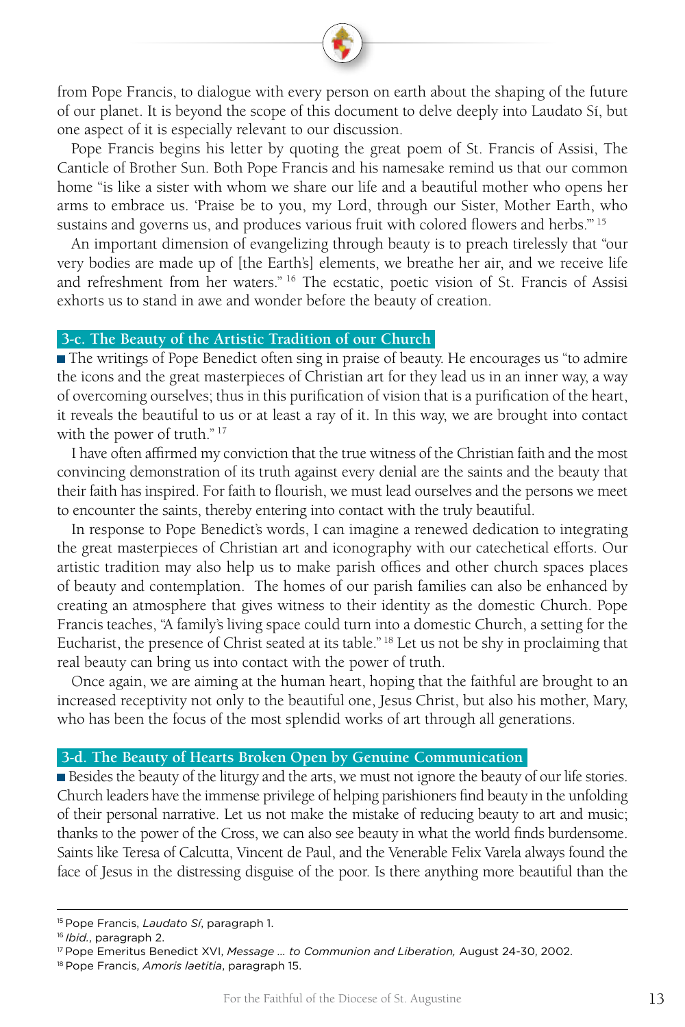from Pope Francis, to dialogue with every person on earth about the shaping of the future of our planet. It is beyond the scope of this document to delve deeply into Laudato Sí, but one aspect of it is especially relevant to our discussion.

Pope Francis begins his letter by quoting the great poem of St. Francis of Assisi, The Canticle of Brother Sun. Both Pope Francis and his namesake remind us that our common home "is like a sister with whom we share our life and a beautiful mother who opens her arms to embrace us. 'Praise be to you, my Lord, through our Sister, Mother Earth, who sustains and governs us, and produces various fruit with colored flowers and herbs.'"[15]

An important dimension of evangelizing through beauty is to preach tirelessly that "our very bodies are made up of [the Earth's] elements, we breathe her air, and we receive life and refreshment from her waters."[16] The ecstatic, poetic vision of St. Francis of Assisi exhorts us to stand in awe and wonder before the beauty of creation.

## 3-c. The Beauty of the Artistic Tradition of our Church

The writings of Pope Benedict often sing in praise of beauty. He encourages us "to admire the icons and the great masterpieces of Christian art for they lead us in an inner way, a way of overcoming ourselves; thus in this purification of vision that is a purification of the heart, it reveals the beautiful to us or at least a ray of it. In this way, we are brought into contact with the power of truth."[17]

I have often affirmed my conviction that the true witness of the Christian faith and the most convincing demonstration of its truth against every denial are the saints and the beauty that their faith has inspired. For faith to flourish, we must lead ourselves and the persons we meet to encounter the saints, thereby entering into contact with the truly beautiful.

In response to Pope Benedict's words, I can imagine a renewed dedication to integrating the great masterpieces of Christian art and iconography with our catechetical efforts. Our artistic tradition may also help us to make parish offices and other church spaces places of beauty and contemplation. The homes of our parish families can also be enhanced by creating an atmosphere that gives witness to their identity as the domestic Church. Pope Francis teaches, "A family's living space could turn into a domestic Church, a setting for the Eucharist, the presence of Christ seated at its table."[18] Let us not be shy in proclaiming that real beauty can bring us into contact with the power of truth.

Once again, we are aiming at the human heart, hoping that the faithful are brought to an increased receptivity not only to the beautiful one, Jesus Christ, but also his mother, Mary, who has been the focus of the most splendid works of art through all generations.

## 3-d. The Beauty of Hearts Broken Open by Genuine Communication

Besides the beauty of the liturgy and the arts, we must not ignore the beauty of our life stories. Church leaders have the immense privilege of helping parishioners find beauty in the unfolding of their personal narrative. Let us not make the mistake of reducing beauty to art and music; thanks to the power of the Cross, we can also see beauty in what the world finds burdensome. Saints like Teresa of Calcutta, Vincent de Paul, and the Venerable Felix Varela always found the face of Jesus in the distressing disguise of the poor. Is there anything more beautiful than the

---

[15] Pope Francis, *Laudato Sí*, paragraph 1.
[16] *Ibid.*, paragraph 2.
[17] Pope Emeritus Benedict XVI, *Message … to Communion and Liberation,* August 24-30, 2002.
[18] Pope Francis, *Amoris laetitia*, paragraph 15.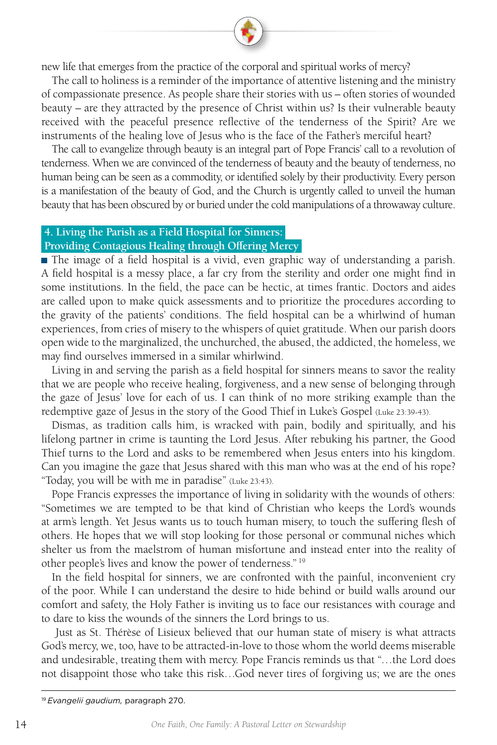new life that emerges from the practice of the corporal and spiritual works of mercy?

The call to holiness is a reminder of the importance of attentive listening and the ministry of compassionate presence. As people share their stories with us – often stories of wounded beauty – are they attracted by the presence of Christ within us? Is their vulnerable beauty received with the peaceful presence reflective of the tenderness of the Spirit? Are we instruments of the healing love of Jesus who is the face of the Father's merciful heart?

The call to evangelize through beauty is an integral part of Pope Francis' call to a revolution of tenderness. When we are convinced of the tenderness of beauty and the beauty of tenderness, no human being can be seen as a commodity, or identified solely by their productivity. Every person is a manifestation of the beauty of God, and the Church is urgently called to unveil the human beauty that has been obscured by or buried under the cold manipulations of a throwaway culture.

## 4. Living the Parish as a Field Hospital for Sinners: Providing Contagious Healing through Offering Mercy

The image of a field hospital is a vivid, even graphic way of understanding a parish. A field hospital is a messy place, a far cry from the sterility and order one might find in some institutions. In the field, the pace can be hectic, at times frantic. Doctors and aides are called upon to make quick assessments and to prioritize the procedures according to the gravity of the patients' conditions. The field hospital can be a whirlwind of human experiences, from cries of misery to the whispers of quiet gratitude. When our parish doors open wide to the marginalized, the unchurched, the abused, the addicted, the homeless, we may find ourselves immersed in a similar whirlwind.

Living in and serving the parish as a field hospital for sinners means to savor the reality that we are people who receive healing, forgiveness, and a new sense of belonging through the gaze of Jesus' love for each of us. I can think of no more striking example than the redemptive gaze of Jesus in the story of the Good Thief in Luke's Gospel (Luke 23:39-43).

Dismas, as tradition calls him, is wracked with pain, bodily and spiritually, and his lifelong partner in crime is taunting the Lord Jesus. After rebuking his partner, the Good Thief turns to the Lord and asks to be remembered when Jesus enters into his kingdom. Can you imagine the gaze that Jesus shared with this man who was at the end of his rope? "Today, you will be with me in paradise" (Luke 23:43).

Pope Francis expresses the importance of living in solidarity with the wounds of others: "Sometimes we are tempted to be that kind of Christian who keeps the Lord's wounds at arm's length. Yet Jesus wants us to touch human misery, to touch the suffering flesh of others. He hopes that we will stop looking for those personal or communal niches which shelter us from the maelstrom of human misfortune and instead enter into the reality of other people's lives and know the power of tenderness." [19]

In the field hospital for sinners, we are confronted with the painful, inconvenient cry of the poor. While I can understand the desire to hide behind or build walls around our comfort and safety, the Holy Father is inviting us to face our resistances with courage and to dare to kiss the wounds of the sinners the Lord brings to us.

Just as St. Thérèse of Lisieux believed that our human state of misery is what attracts God's mercy, we, too, have to be attracted-in-love to those whom the world deems miserable and undesirable, treating them with mercy. Pope Francis reminds us that "…the Lord does not disappoint those who take this risk…God never tires of forgiving us; we are the ones

---

[19] *Evangelii gaudium,* paragraph 270.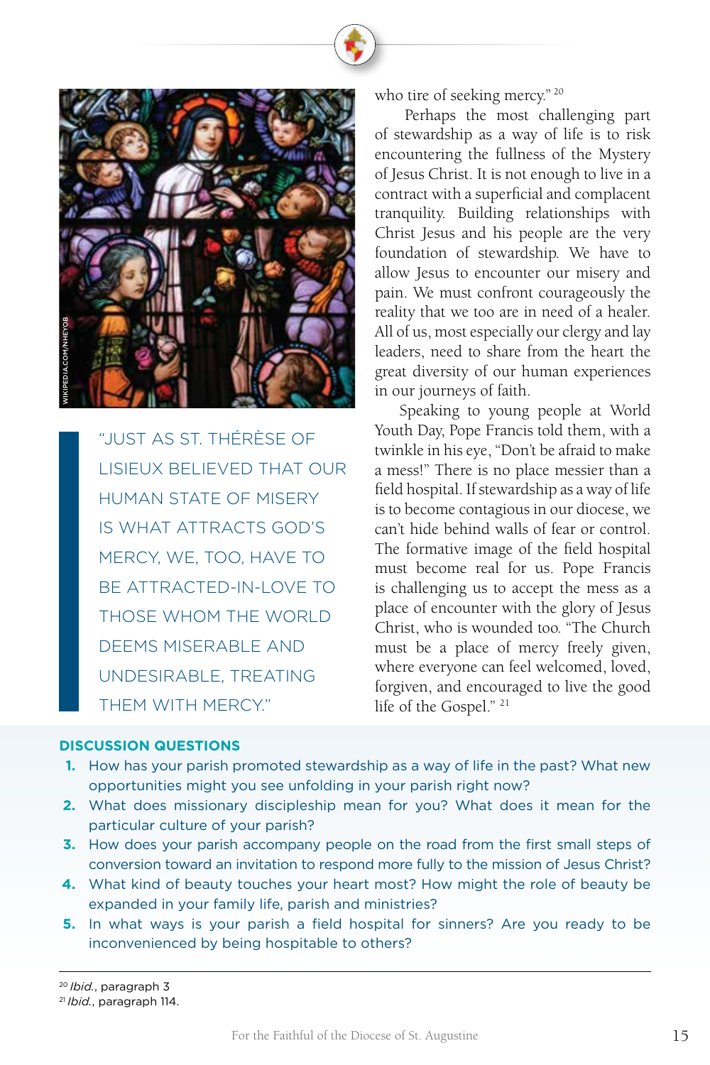who tire of seeking mercy."[20]

Perhaps the most challenging part of stewardship as a way of life is to risk encountering the fullness of the Mystery of Jesus Christ. It is not enough to live in a contract with a superficial and complacent tranquility. Building relationships with Christ Jesus and his people are the very foundation of stewardship. We have to allow Jesus to encounter our misery and pain. We must confront courageously the reality that we too are in need of a healer. All of us, most especially our clergy and lay leaders, need to share from the heart the great diversity of our human experiences in our journeys of faith.

Speaking to young people at World Youth Day, Pope Francis told them, with a twinkle in his eye, "Don't be afraid to make a mess!" There is no place messier than a field hospital. If stewardship as a way of life is to become contagious in our diocese, we can't hide behind walls of fear or control. The formative image of the field hospital must become real for us. Pope Francis is challenging us to accept the mess as a place of encounter with the glory of Jesus Christ, who is wounded too. "The Church must be a place of mercy freely given, where everyone can feel welcomed, loved, forgiven, and encouraged to live the good life of the Gospel."[21]

> "JUST AS ST. THÉRÈSE OF LISIEUX BELIEVED THAT OUR HUMAN STATE OF MISERY IS WHAT ATTRACTS GOD'S MERCY, WE, TOO, HAVE TO BE ATTRACTED-IN-LOVE TO THOSE WHOM THE WORLD DEEMS MISERABLE AND UNDESIRABLE, TREATING THEM WITH MERCY."

**DISCUSSION QUESTIONS**

1. How has your parish promoted stewardship as a way of life in the past? What new opportunities might you see unfolding in your parish right now?
2. What does missionary discipleship mean for you? What does it mean for the particular culture of your parish?
3. How does your parish accompany people on the road from the first small steps of conversion toward an invitation to respond more fully to the mission of Jesus Christ?
4. What kind of beauty touches your heart most? How might the role of beauty be expanded in your family life, parish and ministries?
5. In what ways is your parish a field hospital for sinners? Are you ready to be inconvenienced by being hospitable to others?

---

[20] *Ibid.*, paragraph 3

[21] *Ibid.*, paragraph 114.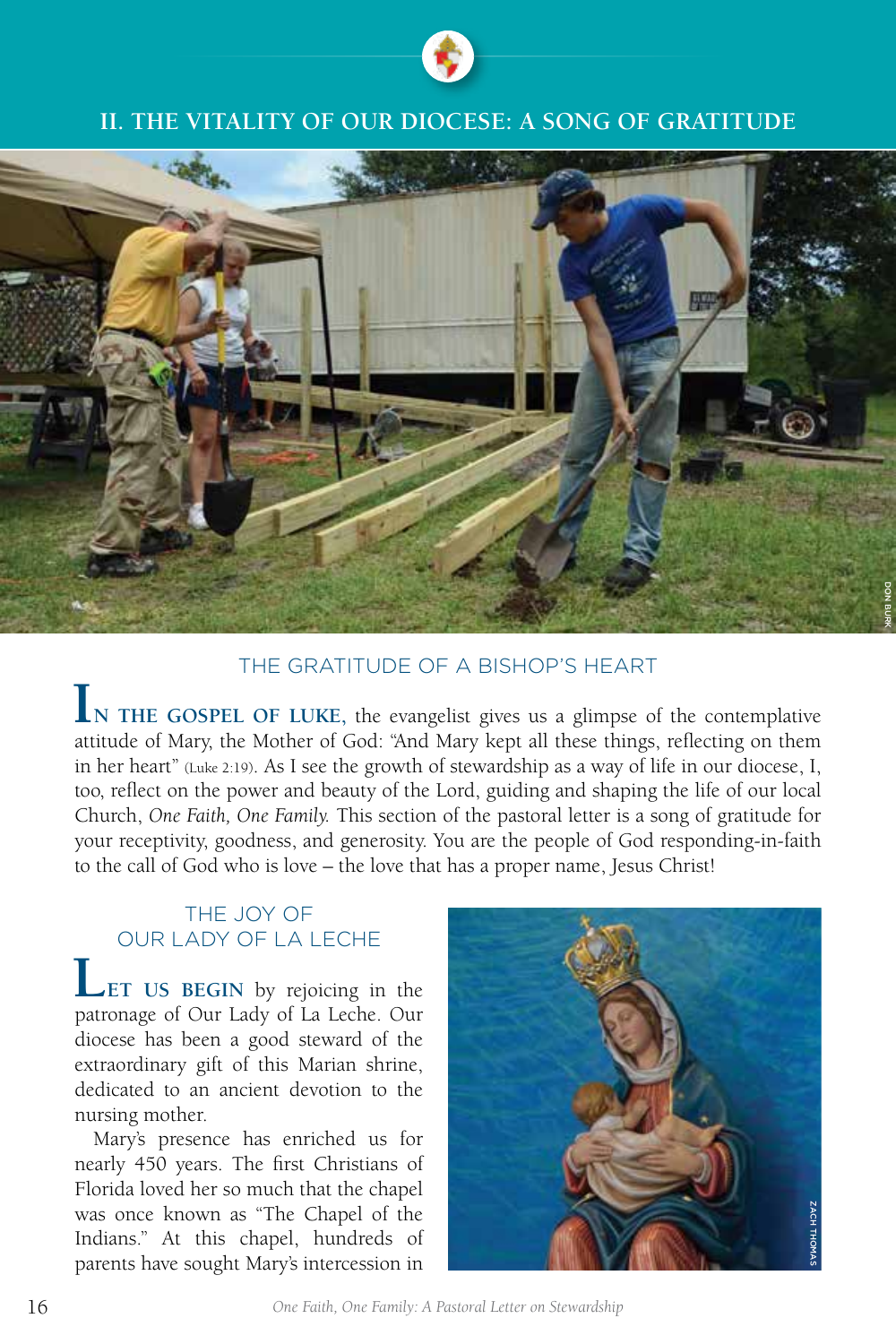## II. THE VITALITY OF OUR DIOCESE: A SONG OF GRATITUDE

DON BURK

### THE GRATITUDE OF A BISHOP'S HEART

**IN THE GOSPEL OF LUKE,** the evangelist gives us a glimpse of the contemplative attitude of Mary, the Mother of God: "And Mary kept all these things, reflecting on them in her heart" (Luke 2:19). As I see the growth of stewardship as a way of life in our diocese, I, too, reflect on the power and beauty of the Lord, guiding and shaping the life of our local Church, *One Faith, One Family.* This section of the pastoral letter is a song of gratitude for your receptivity, goodness, and generosity. You are the people of God responding-in-faith to the call of God who is love – the love that has a proper name, Jesus Christ!

### THE JOY OF OUR LADY OF LA LECHE

**LET US BEGIN** by rejoicing in the patronage of Our Lady of La Leche. Our diocese has been a good steward of the extraordinary gift of this Marian shrine, dedicated to an ancient devotion to the nursing mother.

Mary's presence has enriched us for nearly 450 years. The first Christians of Florida loved her so much that the chapel was once known as "The Chapel of the Indians." At this chapel, hundreds of parents have sought Mary's intercession in

ZACH THOMAS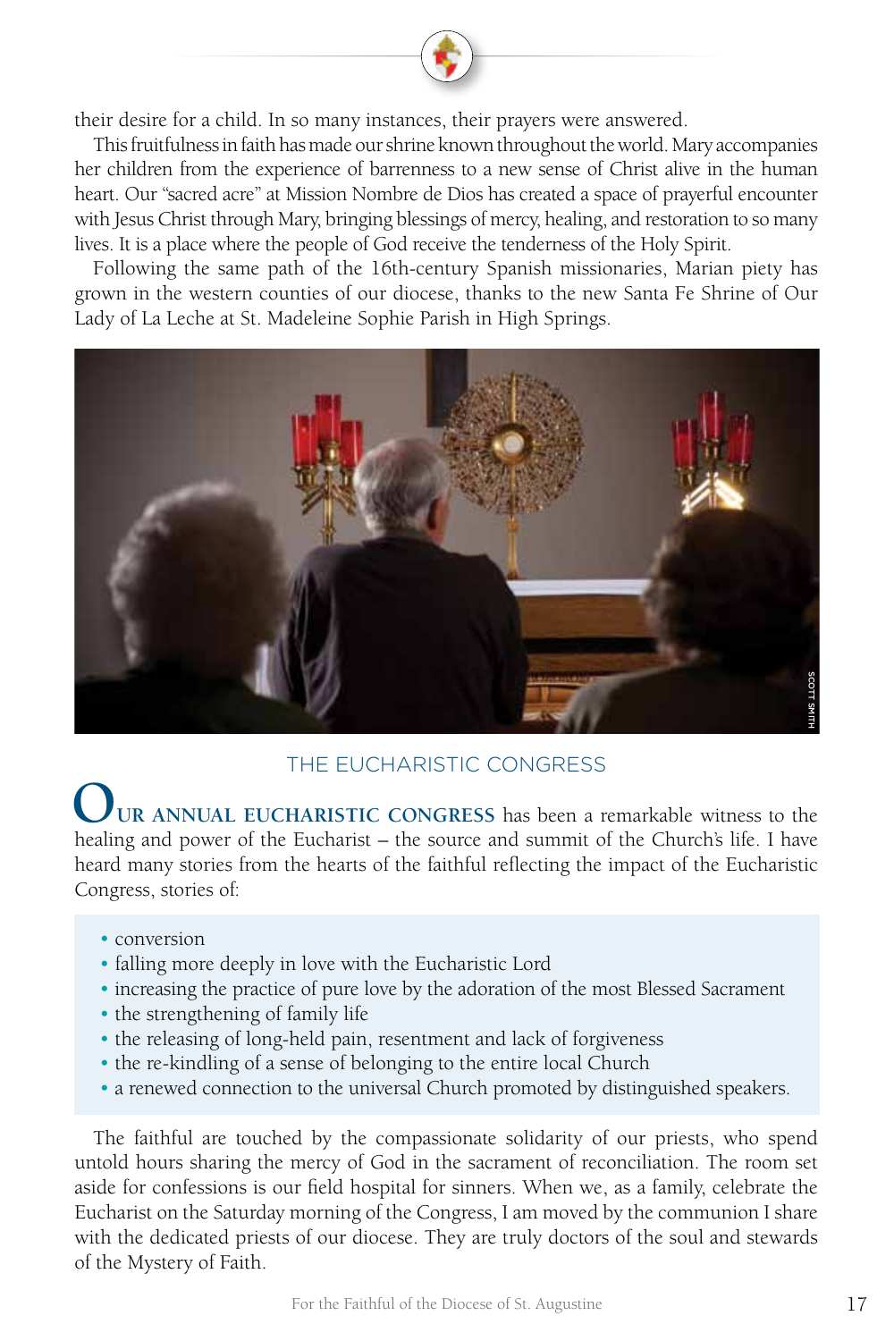their desire for a child. In so many instances, their prayers were answered.

This fruitfulness in faith has made our shrine known throughout the world. Mary accompanies her children from the experience of barrenness to a new sense of Christ alive in the human heart. Our "sacred acre" at Mission Nombre de Dios has created a space of prayerful encounter with Jesus Christ through Mary, bringing blessings of mercy, healing, and restoration to so many lives. It is a place where the people of God receive the tenderness of the Holy Spirit.

Following the same path of the 16th-century Spanish missionaries, Marian piety has grown in the western counties of our diocese, thanks to the new Santa Fe Shrine of Our Lady of La Leche at St. Madeleine Sophie Parish in High Springs.

SCOTT SMITH

## THE EUCHARISTIC CONGRESS

**OUR ANNUAL EUCHARISTIC CONGRESS** has been a remarkable witness to the healing and power of the Eucharist – the source and summit of the Church's life. I have heard many stories from the hearts of the faithful reflecting the impact of the Eucharistic Congress, stories of:

- conversion
- falling more deeply in love with the Eucharistic Lord
- increasing the practice of pure love by the adoration of the most Blessed Sacrament
- the strengthening of family life
- the releasing of long-held pain, resentment and lack of forgiveness
- the re-kindling of a sense of belonging to the entire local Church
- a renewed connection to the universal Church promoted by distinguished speakers.

The faithful are touched by the compassionate solidarity of our priests, who spend untold hours sharing the mercy of God in the sacrament of reconciliation. The room set aside for confessions is our field hospital for sinners. When we, as a family, celebrate the Eucharist on the Saturday morning of the Congress, I am moved by the communion I share with the dedicated priests of our diocese. They are truly doctors of the soul and stewards of the Mystery of Faith.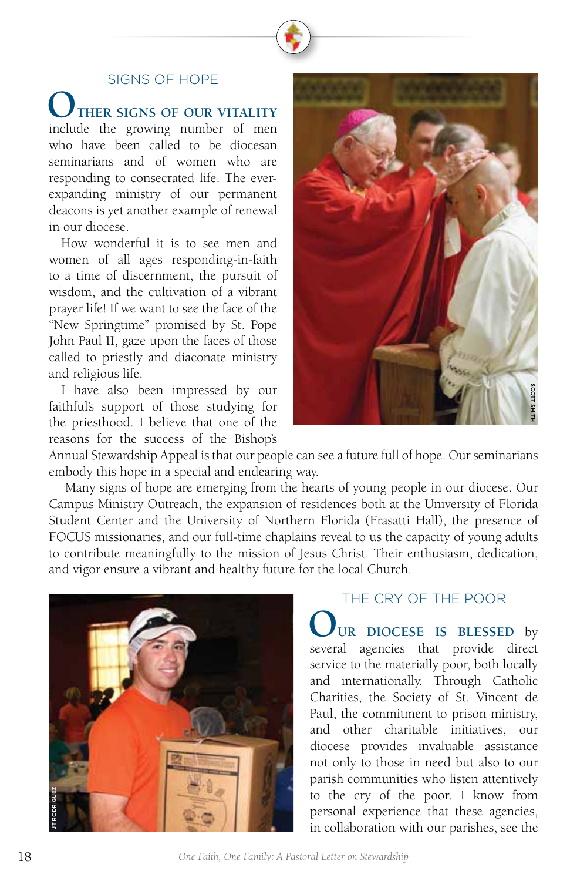## SIGNS OF HOPE

**OTHER SIGNS OF OUR VITALITY** include the growing number of men who have been called to be diocesan seminarians and of women who are responding to consecrated life. The ever-expanding ministry of our permanent deacons is yet another example of renewal in our diocese.

How wonderful it is to see men and women of all ages responding-in-faith to a time of discernment, the pursuit of wisdom, and the cultivation of a vibrant prayer life! If we want to see the face of the "New Springtime" promised by St. Pope John Paul II, gaze upon the faces of those called to priestly and diaconate ministry and religious life.

I have also been impressed by our faithful's support of those studying for the priesthood. I believe that one of the reasons for the success of the Bishop's Annual Stewardship Appeal is that our people can see a future full of hope. Our seminarians embody this hope in a special and endearing way.

SCOTT SMITH

Many signs of hope are emerging from the hearts of young people in our diocese. Our Campus Ministry Outreach, the expansion of residences both at the University of Florida Student Center and the University of Northern Florida (Frasatti Hall), the presence of FOCUS missionaries, and our full-time chaplains reveal to us the capacity of young adults to contribute meaningfully to the mission of Jesus Christ. Their enthusiasm, dedication, and vigor ensure a vibrant and healthy future for the local Church.

JT RODRIGUEZ

## THE CRY OF THE POOR

**OUR DIOCESE IS BLESSED** by several agencies that provide direct service to the materially poor, both locally and internationally. Through Catholic Charities, the Society of St. Vincent de Paul, the commitment to prison ministry, and other charitable initiatives, our diocese provides invaluable assistance not only to those in need but also to our parish communities who listen attentively to the cry of the poor. I know from personal experience that these agencies, in collaboration with our parishes, see the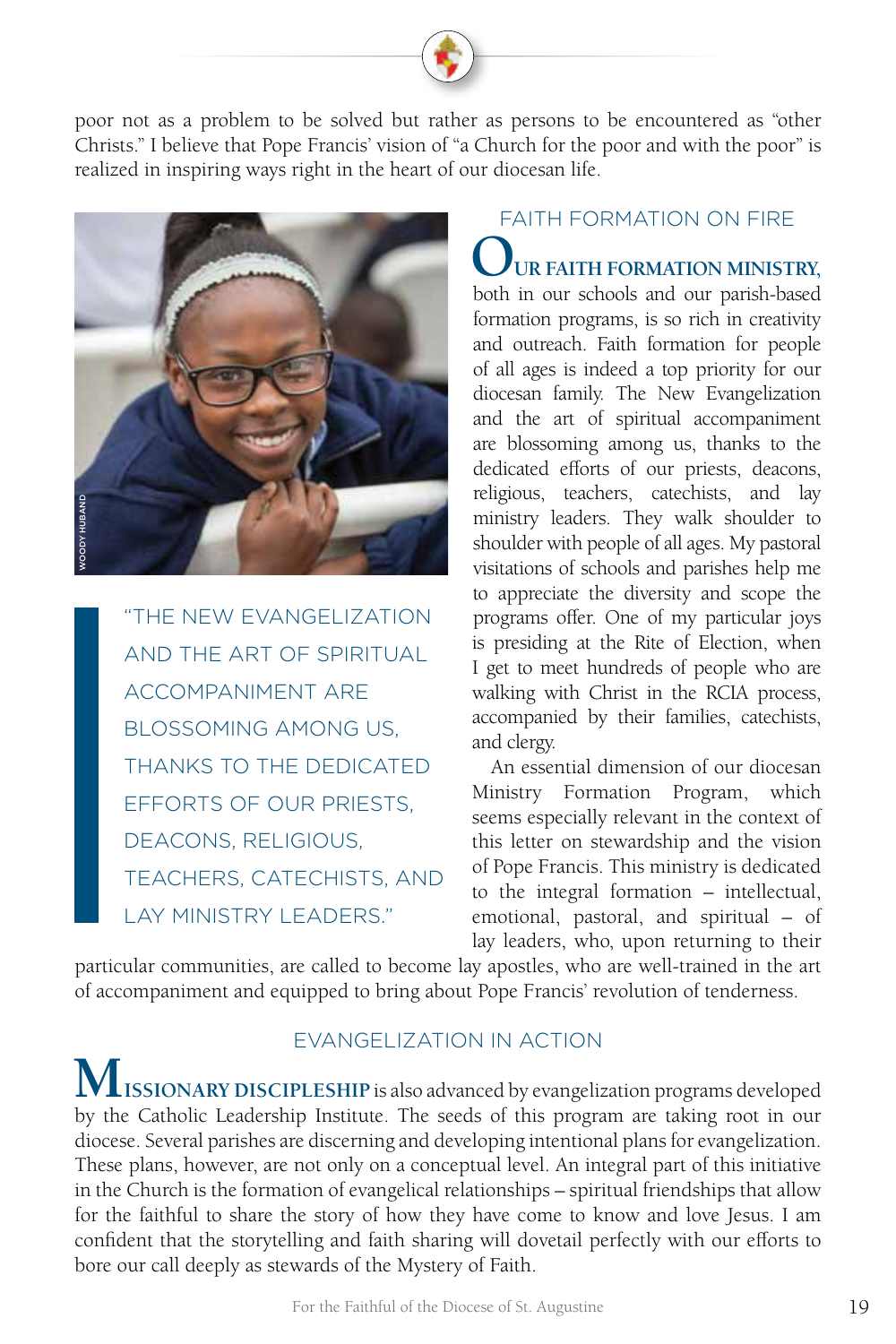poor not as a problem to be solved but rather as persons to be encountered as "other Christs." I believe that Pope Francis' vision of "a Church for the poor and with the poor" is realized in inspiring ways right in the heart of our diocesan life.

WOODY HUBAND

> "THE NEW EVANGELIZATION AND THE ART OF SPIRITUAL ACCOMPANIMENT ARE BLOSSOMING AMONG US, THANKS TO THE DEDICATED EFFORTS OF OUR PRIESTS, DEACONS, RELIGIOUS, TEACHERS, CATECHISTS, AND LAY MINISTRY LEADERS."

## FAITH FORMATION ON FIRE

**OUR FAITH FORMATION MINISTRY,** both in our schools and our parish-based formation programs, is so rich in creativity and outreach. Faith formation for people of all ages is indeed a top priority for our diocesan family. The New Evangelization and the art of spiritual accompaniment are blossoming among us, thanks to the dedicated efforts of our priests, deacons, religious, teachers, catechists, and lay ministry leaders. They walk shoulder to shoulder with people of all ages. My pastoral visitations of schools and parishes help me to appreciate the diversity and scope the programs offer. One of my particular joys is presiding at the Rite of Election, when I get to meet hundreds of people who are walking with Christ in the RCIA process, accompanied by their families, catechists, and clergy.

An essential dimension of our diocesan Ministry Formation Program, which seems especially relevant in the context of this letter on stewardship and the vision of Pope Francis. This ministry is dedicated to the integral formation – intellectual, emotional, pastoral, and spiritual – of lay leaders, who, upon returning to their particular communities, are called to become lay apostles, who are well-trained in the art of accompaniment and equipped to bring about Pope Francis' revolution of tenderness.

## EVANGELIZATION IN ACTION

**MISSIONARY DISCIPLESHIP** is also advanced by evangelization programs developed by the Catholic Leadership Institute. The seeds of this program are taking root in our diocese. Several parishes are discerning and developing intentional plans for evangelization. These plans, however, are not only on a conceptual level. An integral part of this initiative in the Church is the formation of evangelical relationships – spiritual friendships that allow for the faithful to share the story of how they have come to know and love Jesus. I am confident that the storytelling and faith sharing will dovetail perfectly with our efforts to bore our call deeply as stewards of the Mystery of Faith.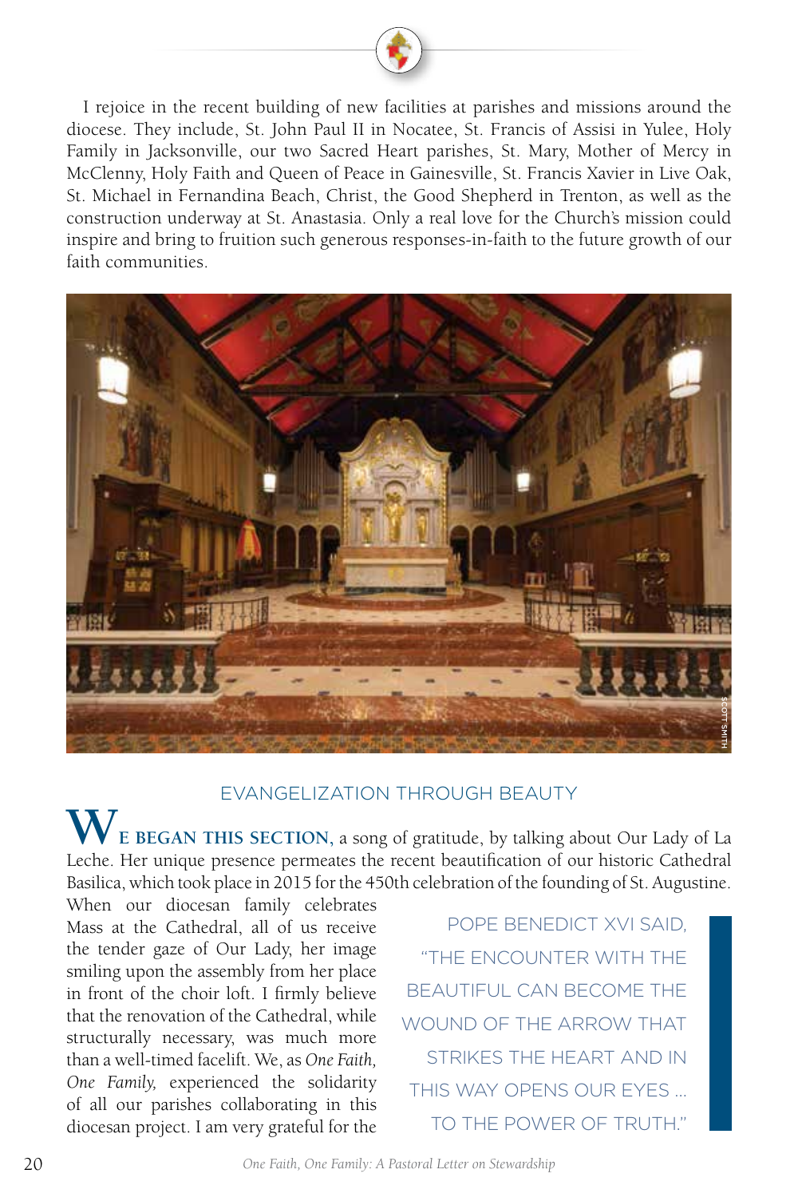I rejoice in the recent building of new facilities at parishes and missions around the diocese. They include, St. John Paul II in Nocatee, St. Francis of Assisi in Yulee, Holy Family in Jacksonville, our two Sacred Heart parishes, St. Mary, Mother of Mercy in McClenny, Holy Faith and Queen of Peace in Gainesville, St. Francis Xavier in Live Oak, St. Michael in Fernandina Beach, Christ, the Good Shepherd in Trenton, as well as the construction underway at St. Anastasia. Only a real love for the Church's mission could inspire and bring to fruition such generous responses-in-faith to the future growth of our faith communities.

SCOTT SMITH

## EVANGELIZATION THROUGH BEAUTY

**WE BEGAN THIS SECTION,** a song of gratitude, by talking about Our Lady of La Leche. Her unique presence permeates the recent beautification of our historic Cathedral Basilica, which took place in 2015 for the 450th celebration of the founding of St. Augustine. When our diocesan family celebrates Mass at the Cathedral, all of us receive the tender gaze of Our Lady, her image smiling upon the assembly from her place in front of the choir loft. I firmly believe that the renovation of the Cathedral, while structurally necessary, was much more than a well-timed facelift. We, as *One Faith, One Family,* experienced the solidarity of all our parishes collaborating in this diocesan project. I am very grateful for the

POPE BENEDICT XVI SAID, "THE ENCOUNTER WITH THE BEAUTIFUL CAN BECOME THE WOUND OF THE ARROW THAT STRIKES THE HEART AND IN THIS WAY OPENS OUR EYES ... TO THE POWER OF TRUTH."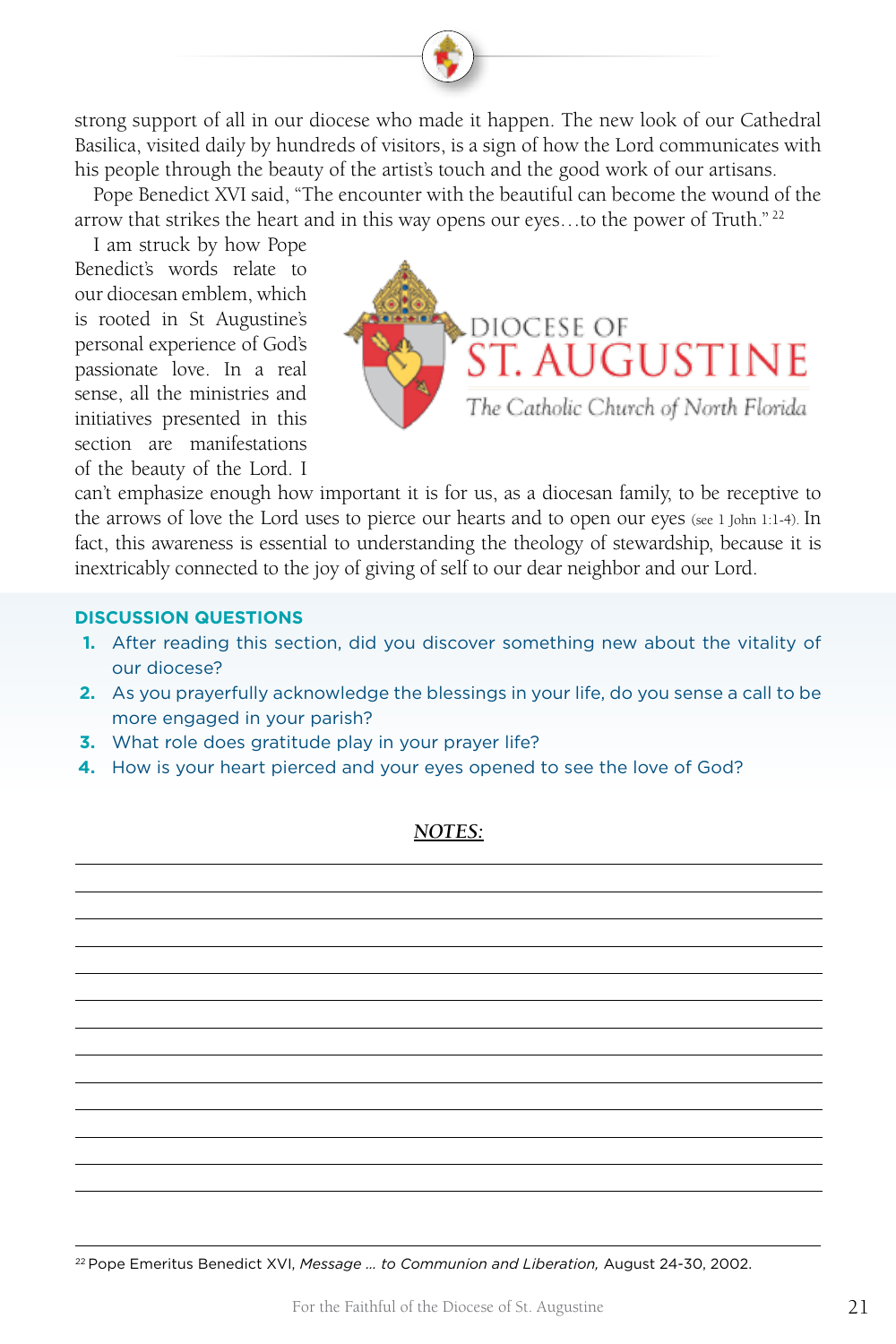strong support of all in our diocese who made it happen. The new look of our Cathedral Basilica, visited daily by hundreds of visitors, is a sign of how the Lord communicates with his people through the beauty of the artist's touch and the good work of our artisans.

Pope Benedict XVI said, "The encounter with the beautiful can become the wound of the arrow that strikes the heart and in this way opens our eyes…to the power of Truth."[22]

I am struck by how Pope Benedict's words relate to our diocesan emblem, which is rooted in St Augustine's personal experience of God's passionate love. In a real sense, all the ministries and initiatives presented in this section are manifestations of the beauty of the Lord. I can't emphasize enough how important it is for us, as a diocesan family, to be receptive to the arrows of love the Lord uses to pierce our hearts and to open our eyes (see 1 John 1:1-4). In fact, this awareness is essential to understanding the theology of stewardship, because it is inextricably connected to the joy of giving of self to our dear neighbor and our Lord.

DIOCESE OF ST. AUGUSTINE

*The Catholic Church of North Florida*

## DISCUSSION QUESTIONS

1. After reading this section, did you discover something new about the vitality of our diocese?
2. As you prayerfully acknowledge the blessings in your life, do you sense a call to be more engaged in your parish?
3. What role does gratitude play in your prayer life?
4. How is your heart pierced and your eyes opened to see the love of God?

***NOTES:***

---

[22] Pope Emeritus Benedict XVI, *Message … to Communion and Liberation,* August 24-30, 2002.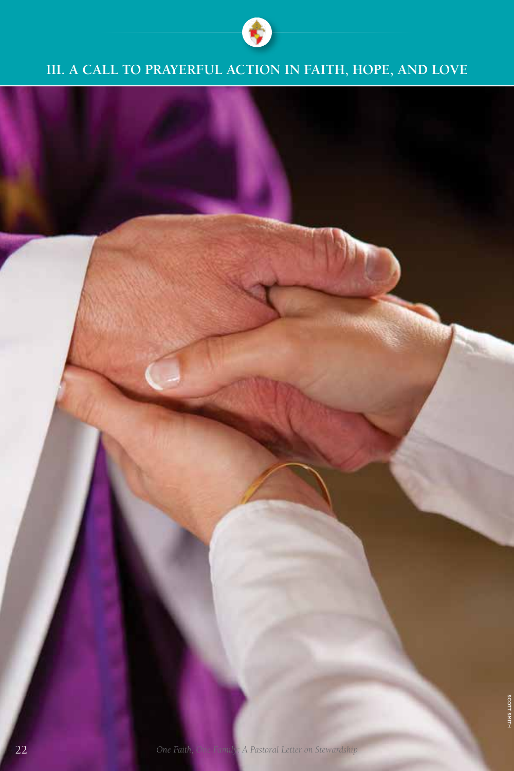## III. A CALL TO PRAYERFUL ACTION IN FAITH, HOPE, AND LOVE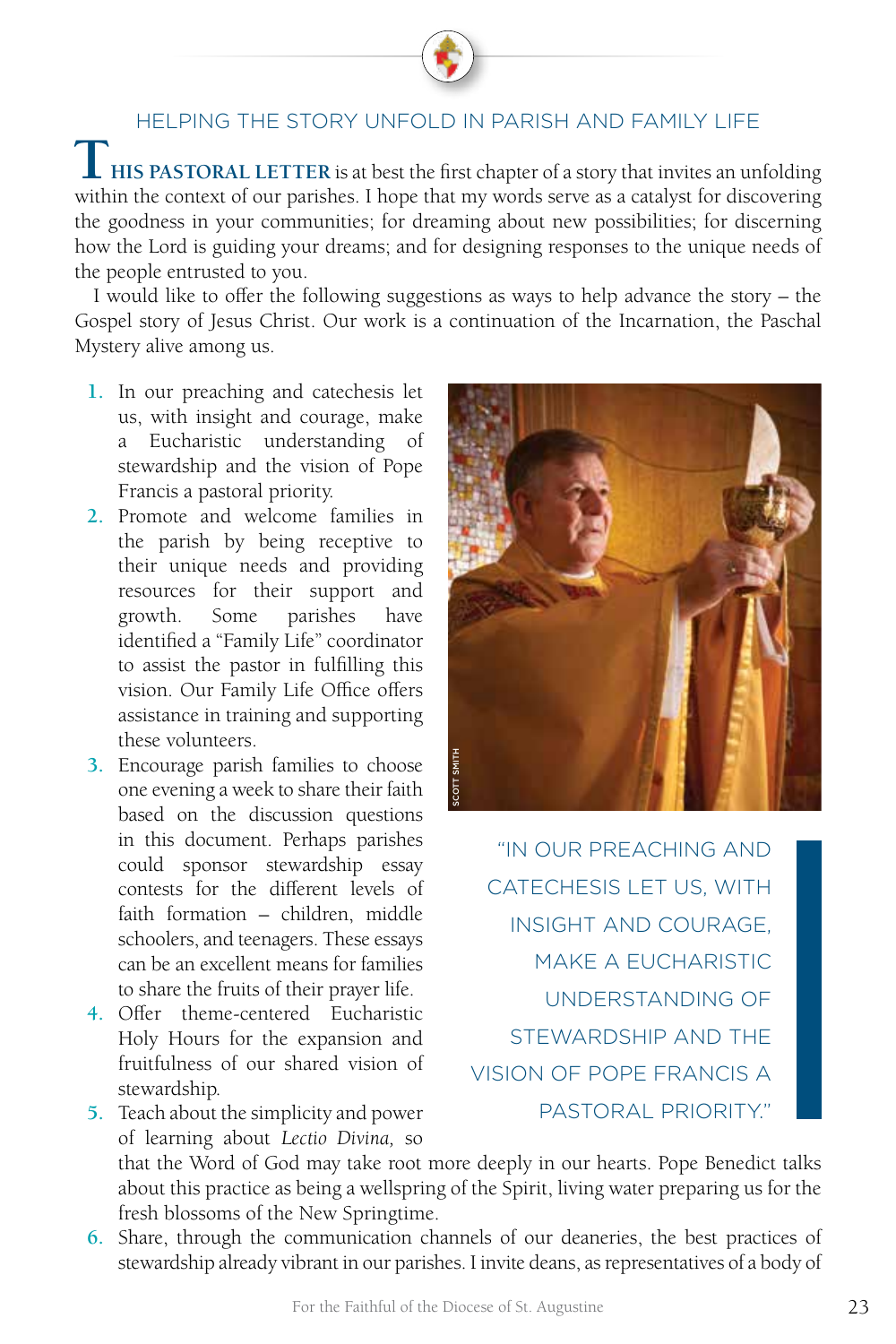## HELPING THE STORY UNFOLD IN PARISH AND FAMILY LIFE

**THIS PASTORAL LETTER** is at best the first chapter of a story that invites an unfolding within the context of our parishes. I hope that my words serve as a catalyst for discovering the goodness in your communities; for dreaming about new possibilities; for discerning how the Lord is guiding your dreams; and for designing responses to the unique needs of the people entrusted to you.

I would like to offer the following suggestions as ways to help advance the story – the Gospel story of Jesus Christ. Our work is a continuation of the Incarnation, the Paschal Mystery alive among us.

1. In our preaching and catechesis let us, with insight and courage, make a Eucharistic understanding of stewardship and the vision of Pope Francis a pastoral priority.
2. Promote and welcome families in the parish by being receptive to their unique needs and providing resources for their support and growth. Some parishes have identified a "Family Life" coordinator to assist the pastor in fulfilling this vision. Our Family Life Office offers assistance in training and supporting these volunteers.
3. Encourage parish families to choose one evening a week to share their faith based on the discussion questions in this document. Perhaps parishes could sponsor stewardship essay contests for the different levels of faith formation – children, middle schoolers, and teenagers. These essays can be an excellent means for families to share the fruits of their prayer life.
4. Offer theme-centered Eucharistic Holy Hours for the expansion and fruitfulness of our shared vision of stewardship.
5. Teach about the simplicity and power of learning about *Lectio Divina,* so that the Word of God may take root more deeply in our hearts. Pope Benedict talks about this practice as being a wellspring of the Spirit, living water preparing us for the fresh blossoms of the New Springtime.
6. Share, through the communication channels of our deaneries, the best practices of stewardship already vibrant in our parishes. I invite deans, as representatives of a body of

SCOTT SMITH

"IN OUR PREACHING AND CATECHESIS LET US, WITH INSIGHT AND COURAGE, MAKE A EUCHARISTIC UNDERSTANDING OF STEWARDSHIP AND THE VISION OF POPE FRANCIS A PASTORAL PRIORITY."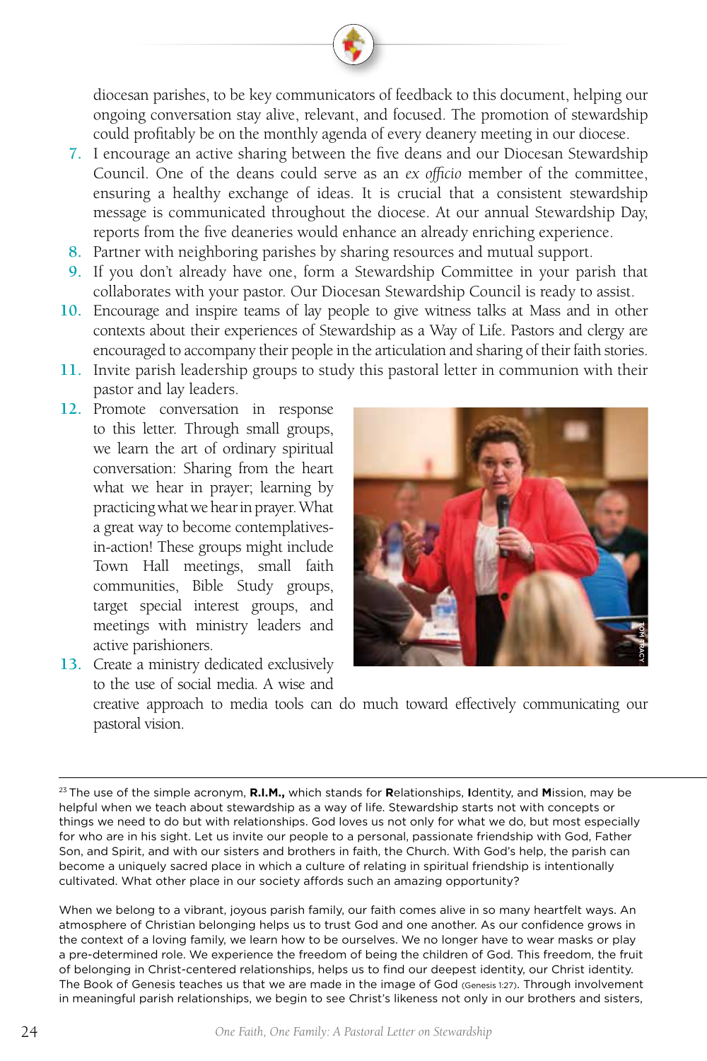diocesan parishes, to be key communicators of feedback to this document, helping our ongoing conversation stay alive, relevant, and focused. The promotion of stewardship could profitably be on the monthly agenda of every deanery meeting in our diocese.

7. I encourage an active sharing between the five deans and our Diocesan Stewardship Council. One of the deans could serve as an *ex officio* member of the committee, ensuring a healthy exchange of ideas. It is crucial that a consistent stewardship message is communicated throughout the diocese. At our annual Stewardship Day, reports from the five deaneries would enhance an already enriching experience.
8. Partner with neighboring parishes by sharing resources and mutual support.
9. If you don't already have one, form a Stewardship Committee in your parish that collaborates with your pastor. Our Diocesan Stewardship Council is ready to assist.
10. Encourage and inspire teams of lay people to give witness talks at Mass and in other contexts about their experiences of Stewardship as a Way of Life. Pastors and clergy are encouraged to accompany their people in the articulation and sharing of their faith stories.
11. Invite parish leadership groups to study this pastoral letter in communion with their pastor and lay leaders.
12. Promote conversation in response to this letter. Through small groups, we learn the art of ordinary spiritual conversation: Sharing from the heart what we hear in prayer; learning by practicing what we hear in prayer. What a great way to become contemplatives-in-action! These groups might include Town Hall meetings, small faith communities, Bible Study groups, target special interest groups, and meetings with ministry leaders and active parishioners.
13. Create a ministry dedicated exclusively to the use of social media. A wise and creative approach to media tools can do much toward effectively communicating our pastoral vision.

TOM TRACY

---

[23] The use of the simple acronym, **R.I.M.,** which stands for **R**elationships, **I**dentity, and **M**ission, may be helpful when we teach about stewardship as a way of life. Stewardship starts not with concepts or things we need to do but with relationships. God loves us not only for what we do, but most especially for who are in his sight. Let us invite our people to a personal, passionate friendship with God, Father Son, and Spirit, and with our sisters and brothers in faith, the Church. With God's help, the parish can become a uniquely sacred place in which a culture of relating in spiritual friendship is intentionally cultivated. What other place in our society affords such an amazing opportunity?

When we belong to a vibrant, joyous parish family, our faith comes alive in so many heartfelt ways. An atmosphere of Christian belonging helps us to trust God and one another. As our confidence grows in the context of a loving family, we learn how to be ourselves. We no longer have to wear masks or play a pre-determined role. We experience the freedom of being the children of God. This freedom, the fruit of belonging in Christ-centered relationships, helps us to find our deepest identity, our Christ identity. The Book of Genesis teaches us that we are made in the image of God (Genesis 1:27). Through involvement in meaningful parish relationships, we begin to see Christ's likeness not only in our brothers and sisters,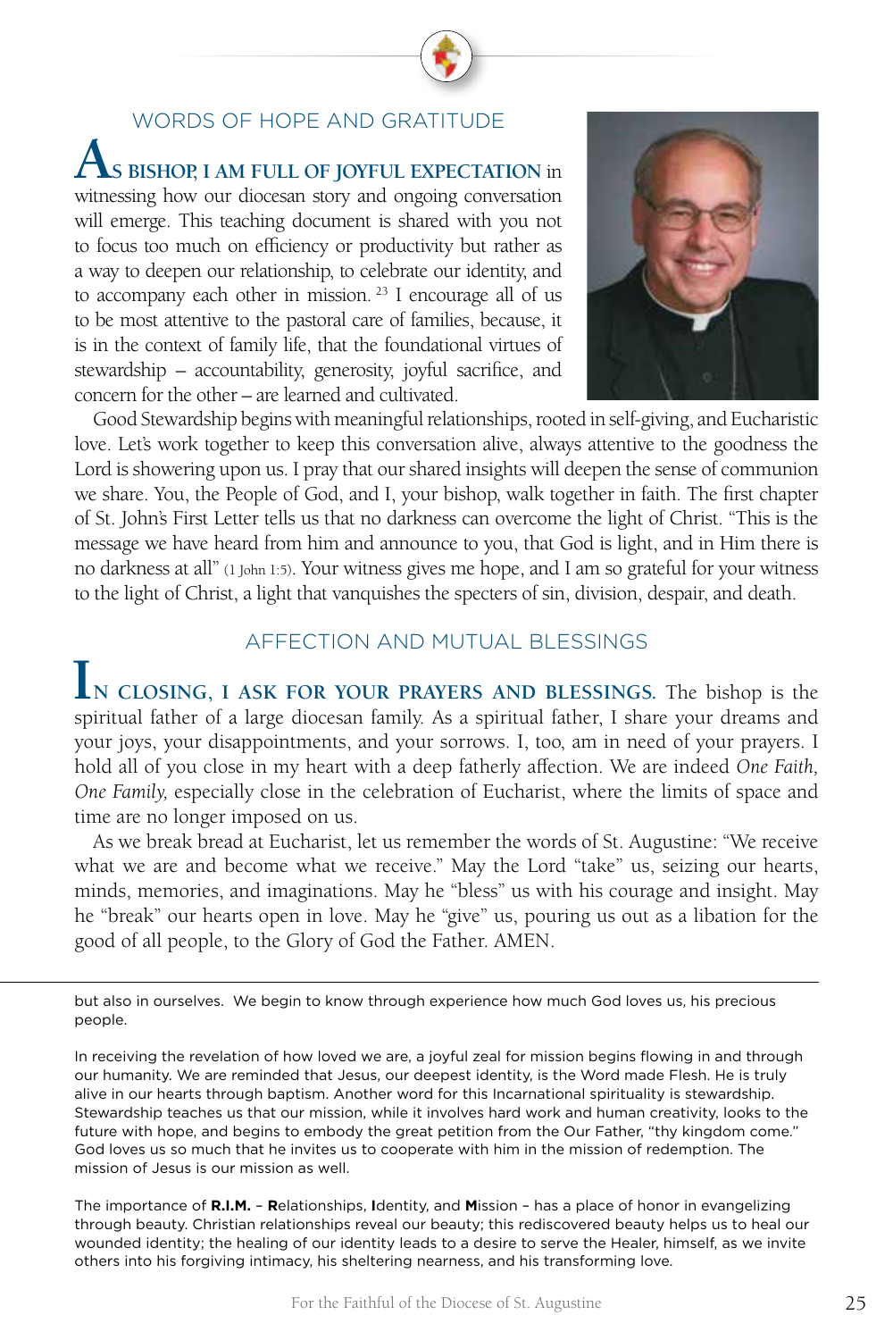## WORDS OF HOPE AND GRATITUDE

**AS BISHOP, I AM FULL OF JOYFUL EXPECTATION** in witnessing how our diocesan story and ongoing conversation will emerge. This teaching document is shared with you not to focus too much on efficiency or productivity but rather as a way to deepen our relationship, to celebrate our identity, and to accompany each other in mission. [23] I encourage all of us to be most attentive to the pastoral care of families, because, it is in the context of family life, that the foundational virtues of stewardship – accountability, generosity, joyful sacrifice, and concern for the other – are learned and cultivated.

Good Stewardship begins with meaningful relationships, rooted in self-giving, and Eucharistic love. Let's work together to keep this conversation alive, always attentive to the goodness the Lord is showering upon us. I pray that our shared insights will deepen the sense of communion we share. You, the People of God, and I, your bishop, walk together in faith. The first chapter of St. John's First Letter tells us that no darkness can overcome the light of Christ. "This is the message we have heard from him and announce to you, that God is light, and in Him there is no darkness at all" (1 John 1:5). Your witness gives me hope, and I am so grateful for your witness to the light of Christ, a light that vanquishes the specters of sin, division, despair, and death.

## AFFECTION AND MUTUAL BLESSINGS

**IN CLOSING, I ASK FOR YOUR PRAYERS AND BLESSINGS.** The bishop is the spiritual father of a large diocesan family. As a spiritual father, I share your dreams and your joys, your disappointments, and your sorrows. I, too, am in need of your prayers. I hold all of you close in my heart with a deep fatherly affection. We are indeed *One Faith, One Family,* especially close in the celebration of Eucharist, where the limits of space and time are no longer imposed on us.

As we break bread at Eucharist, let us remember the words of St. Augustine: "We receive what we are and become what we receive." May the Lord "take" us, seizing our hearts, minds, memories, and imaginations. May he "bless" us with his courage and insight. May he "break" our hearts open in love. May he "give" us, pouring us out as a libation for the good of all people, to the Glory of God the Father. AMEN.

---

but also in ourselves. We begin to know through experience how much God loves us, his precious people.

In receiving the revelation of how loved we are, a joyful zeal for mission begins flowing in and through our humanity. We are reminded that Jesus, our deepest identity, is the Word made Flesh. He is truly alive in our hearts through baptism. Another word for this Incarnational spirituality is stewardship. Stewardship teaches us that our mission, while it involves hard work and human creativity, looks to the future with hope, and begins to embody the great petition from the Our Father, "thy kingdom come." God loves us so much that he invites us to cooperate with him in the mission of redemption. The mission of Jesus is our mission as well.

The importance of **R.I.M.** – **R**elationships, **I**dentity, and **M**ission – has a place of honor in evangelizing through beauty. Christian relationships reveal our beauty; this rediscovered beauty helps us to heal our wounded identity; the healing of our identity leads to a desire to serve the Healer, himself, as we invite others into his forgiving intimacy, his sheltering nearness, and his transforming love.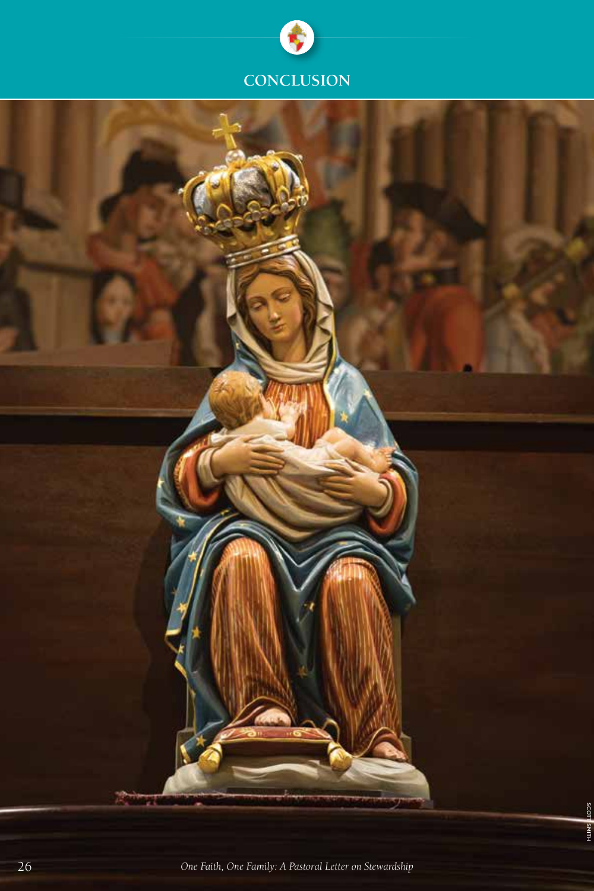# CONCLUSION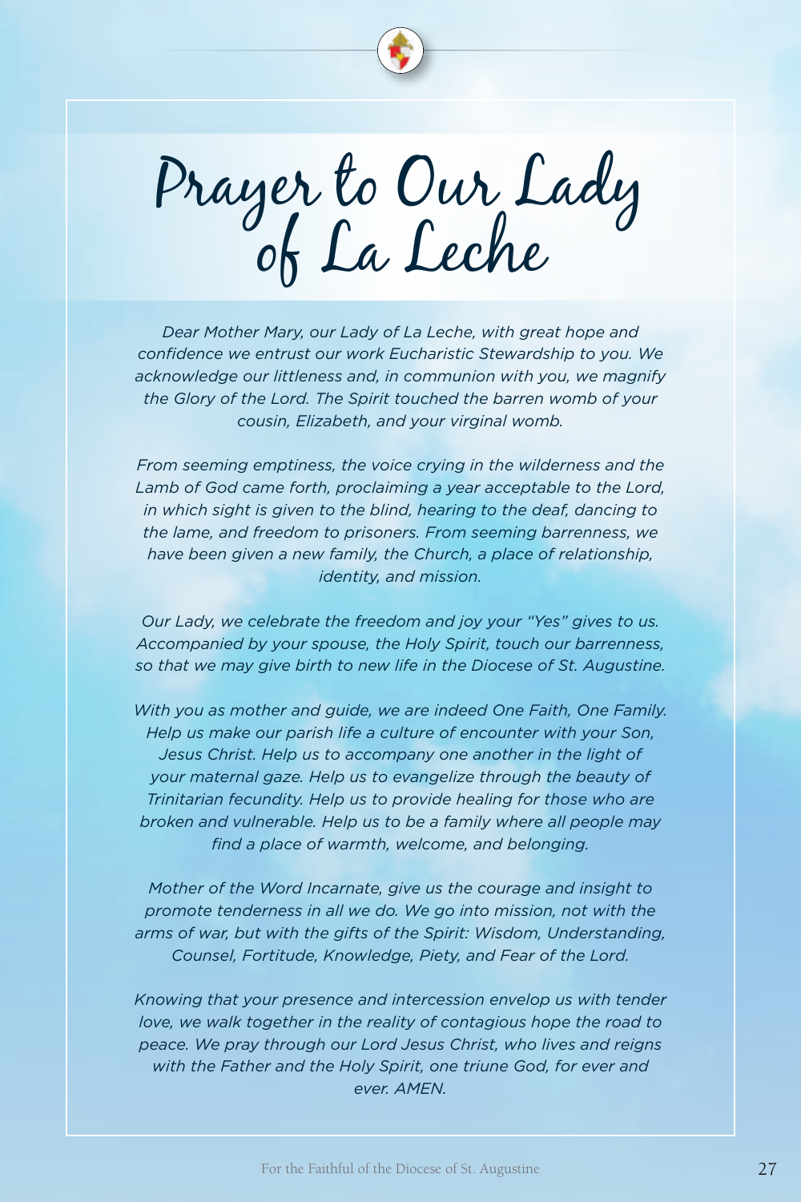# Prayer to Our Lady of La Leche

*Dear Mother Mary, our Lady of La Leche, with great hope and confidence we entrust our work Eucharistic Stewardship to you. We acknowledge our littleness and, in communion with you, we magnify the Glory of the Lord. The Spirit touched the barren womb of your cousin, Elizabeth, and your virginal womb.*

*From seeming emptiness, the voice crying in the wilderness and the Lamb of God came forth, proclaiming a year acceptable to the Lord, in which sight is given to the blind, hearing to the deaf, dancing to the lame, and freedom to prisoners. From seeming barrenness, we have been given a new family, the Church, a place of relationship, identity, and mission.*

*Our Lady, we celebrate the freedom and joy your "Yes" gives to us. Accompanied by your spouse, the Holy Spirit, touch our barrenness, so that we may give birth to new life in the Diocese of St. Augustine.*

*With you as mother and guide, we are indeed One Faith, One Family. Help us make our parish life a culture of encounter with your Son, Jesus Christ. Help us to accompany one another in the light of your maternal gaze. Help us to evangelize through the beauty of Trinitarian fecundity. Help us to provide healing for those who are broken and vulnerable. Help us to be a family where all people may find a place of warmth, welcome, and belonging.*

*Mother of the Word Incarnate, give us the courage and insight to promote tenderness in all we do. We go into mission, not with the arms of war, but with the gifts of the Spirit: Wisdom, Understanding, Counsel, Fortitude, Knowledge, Piety, and Fear of the Lord.*

*Knowing that your presence and intercession envelop us with tender love, we walk together in the reality of contagious hope the road to peace. We pray through our Lord Jesus Christ, who lives and reigns with the Father and the Holy Spirit, one triune God, for ever and ever. AMEN.*